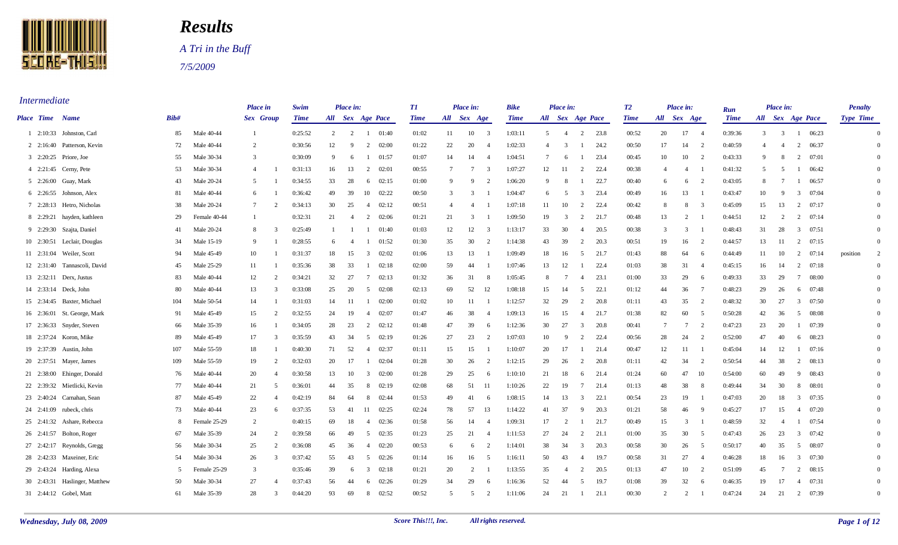# Results

*A Tri in the Buff*

*7/5/2009*

## Intermediate

| Place | Time | Name | Bib# | | Place in Sex | Place in Group | Swim Time | Place in: All | Sex | Age | Pace | T1 Time | Place in: All | Sex | Age | Bike Time | Place in: All | Sex | Age | Pace | T2 Time | Place in: All | Sex | Age | Run Time | Place in: All | Sex | Age | Pace | Penalty Type | Time |
|---|---|---|---|---|---|---|---|---|---|---|---|---|---|---|---|---|---|---|---|---|---|---|---|---|---|---|---|---|---|---|---|
| 1 | 2:10:33 | Johnston, Carl | 85 | Male 40-44 | 1 | | 0:25:52 | 2 | 2 | 1 | 01:40 | 01:02 | 11 | 10 | 3 | 1:03:11 | 5 | 4 | 2 | 23.8 | 00:52 | 20 | 17 | 4 | 0:39:36 | 3 | 3 | 1 | 06:23 | | 0 |
| 2 | 2:16:40 | Patterson, Kevin | 72 | Male 40-44 | 2 | | 0:30:56 | 12 | 9 | 2 | 02:00 | 01:22 | 22 | 20 | 4 | 1:02:33 | 4 | 3 | 1 | 24.2 | 00:50 | 17 | 14 | 2 | 0:40:59 | 4 | 4 | 2 | 06:37 | | 0 |
| 3 | 2:20:25 | Priore, Joe | 55 | Male 30-34 | 3 | | 0:30:09 | 9 | 6 | 1 | 01:57 | 01:07 | 14 | 14 | 4 | 1:04:51 | 7 | 6 | 1 | 23.4 | 00:45 | 10 | 10 | 2 | 0:43:33 | 9 | 8 | 2 | 07:01 | | 0 |
| 4 | 2:21:45 | Cerny, Pete | 53 | Male 30-34 | 4 | 1 | 0:31:13 | 16 | 13 | 2 | 02:01 | 00:55 | 7 | 7 | 3 | 1:07:27 | 12 | 11 | 2 | 22.4 | 00:38 | 4 | 4 | 1 | 0:41:32 | 5 | 5 | 1 | 06:42 | | 0 |
| 5 | 2:26:00 | Guay, Mark | 43 | Male 20-24 | 5 | 1 | 0:34:55 | 33 | 28 | 6 | 02:15 | 01:00 | 9 | 9 | 2 | 1:06:20 | 9 | 8 | 1 | 22.7 | 00:40 | 6 | 6 | 2 | 0:43:05 | 8 | 7 | 1 | 06:57 | | 0 |
| 6 | 2:26:55 | Johnson, Alex | 81 | Male 40-44 | 6 | 1 | 0:36:42 | 49 | 39 | 10 | 02:22 | 00:50 | 3 | 3 | 1 | 1:04:47 | 6 | 5 | 3 | 23.4 | 00:49 | 16 | 13 | 1 | 0:43:47 | 10 | 9 | 3 | 07:04 | | 0 |
| 7 | 2:28:13 | Hetro, Nicholas | 38 | Male 20-24 | 7 | 2 | 0:34:13 | 30 | 25 | 4 | 02:12 | 00:51 | 4 | 4 | 1 | 1:07:18 | 11 | 10 | 2 | 22.4 | 00:42 | 8 | 8 | 3 | 0:45:09 | 15 | 13 | 2 | 07:17 | | 0 |
| 8 | 2:29:21 | hayden, kathleen | 29 | Female 40-44 | 1 | | 0:32:31 | 21 | 4 | 2 | 02:06 | 01:21 | 21 | 3 | 1 | 1:09:50 | 19 | 3 | 2 | 21.7 | 00:48 | 13 | 2 | 1 | 0:44:51 | 12 | 2 | 2 | 07:14 | | 0 |
| 9 | 2:29:30 | Szajta, Daniel | 41 | Male 20-24 | 8 | 3 | 0:25:49 | 1 | 1 | 1 | 01:40 | 01:03 | 12 | 12 | 3 | 1:13:17 | 33 | 30 | 4 | 20.5 | 00:38 | 3 | 3 | 1 | 0:48:43 | 31 | 28 | 3 | 07:51 | | 0 |
| 10 | 2:30:51 | Leclair, Douglas | 34 | Male 15-19 | 9 | 1 | 0:28:55 | 6 | 4 | 1 | 01:52 | 01:30 | 35 | 30 | 2 | 1:14:38 | 43 | 39 | 2 | 20.3 | 00:51 | 19 | 16 | 2 | 0:44:57 | 13 | 11 | 2 | 07:15 | | 0 |
| 11 | 2:31:04 | Weiler, Scott | 94 | Male 45-49 | 10 | 1 | 0:31:37 | 18 | 15 | 3 | 02:02 | 01:06 | 13 | 13 | 1 | 1:09:49 | 18 | 16 | 5 | 21.7 | 01:43 | 88 | 64 | 6 | 0:44:49 | 11 | 10 | 2 | 07:14 | position | 2 |
| 12 | 2:31:40 | Tannascoli, David | 45 | Male 25-29 | 11 | 1 | 0:35:36 | 38 | 33 | 1 | 02:18 | 02:00 | 59 | 44 | 1 | 1:07:46 | 13 | 12 | 1 | 22.4 | 01:03 | 38 | 31 | 4 | 0:45:15 | 16 | 14 | 2 | 07:18 | | 0 |
| 13 | 2:32:11 | Derx, Justus | 83 | Male 40-44 | 12 | 2 | 0:34:21 | 32 | 27 | 7 | 02:13 | 01:32 | 36 | 31 | 8 | 1:05:45 | 8 | 7 | 4 | 23.1 | 01:00 | 33 | 29 | 6 | 0:49:33 | 33 | 29 | 7 | 08:00 | | 0 |
| 14 | 2:33:14 | Deck, John | 80 | Male 40-44 | 13 | 3 | 0:33:08 | 25 | 20 | 5 | 02:08 | 02:13 | 69 | 52 | 12 | 1:08:18 | 15 | 14 | 5 | 22.1 | 01:12 | 44 | 36 | 7 | 0:48:23 | 29 | 26 | 6 | 07:48 | | 0 |
| 15 | 2:34:45 | Baxter, Michael | 104 | Male 50-54 | 14 | 1 | 0:31:03 | 14 | 11 | 1 | 02:00 | 01:02 | 10 | 11 | 1 | 1:12:57 | 32 | 29 | 2 | 20.8 | 01:11 | 43 | 35 | 2 | 0:48:32 | 30 | 27 | 3 | 07:50 | | 0 |
| 16 | 2:36:01 | St. George, Mark | 91 | Male 45-49 | 15 | 2 | 0:32:55 | 24 | 19 | 4 | 02:07 | 01:47 | 46 | 38 | 4 | 1:09:13 | 16 | 15 | 4 | 21.7 | 01:38 | 82 | 60 | 5 | 0:50:28 | 42 | 36 | 5 | 08:08 | | 0 |
| 17 | 2:36:33 | Snyder, Steven | 66 | Male 35-39 | 16 | 1 | 0:34:05 | 28 | 23 | 2 | 02:12 | 01:48 | 47 | 39 | 6 | 1:12:36 | 30 | 27 | 3 | 20.8 | 00:41 | 7 | 7 | 2 | 0:47:23 | 23 | 20 | 1 | 07:39 | | 0 |
| 18 | 2:37:24 | Koron, Mike | 89 | Male 45-49 | 17 | 3 | 0:35:59 | 43 | 34 | 5 | 02:19 | 01:26 | 27 | 23 | 2 | 1:07:03 | 10 | 9 | 2 | 22.4 | 00:56 | 28 | 24 | 2 | 0:52:00 | 47 | 40 | 6 | 08:23 | | 0 |
| 19 | 2:37:39 | Austin, John | 107 | Male 55-59 | 18 | 1 | 0:40:30 | 71 | 52 | 4 | 02:37 | 01:11 | 15 | 15 | 1 | 1:10:07 | 20 | 17 | 1 | 21.4 | 00:47 | 12 | 11 | 1 | 0:45:04 | 14 | 12 | 1 | 07:16 | | 0 |
| 20 | 2:37:51 | Mayer, James | 109 | Male 55-59 | 19 | 2 | 0:32:03 | 20 | 17 | 1 | 02:04 | 01:28 | 30 | 26 | 2 | 1:12:15 | 29 | 26 | 2 | 20.8 | 01:11 | 42 | 34 | 2 | 0:50:54 | 44 | 38 | 2 | 08:13 | | 0 |
| 21 | 2:38:00 | Ehinger, Donald | 76 | Male 40-44 | 20 | 4 | 0:30:58 | 13 | 10 | 3 | 02:00 | 01:28 | 29 | 25 | 6 | 1:10:10 | 21 | 18 | 6 | 21.4 | 01:24 | 60 | 47 | 10 | 0:54:00 | 60 | 49 | 9 | 08:43 | | 0 |
| 22 | 2:39:32 | Mietlicki, Kevin | 77 | Male 40-44 | 21 | 5 | 0:36:01 | 44 | 35 | 8 | 02:19 | 02:08 | 68 | 51 | 11 | 1:10:26 | 22 | 19 | 7 | 21.4 | 01:13 | 48 | 38 | 8 | 0:49:44 | 34 | 30 | 8 | 08:01 | | 0 |
| 23 | 2:40:24 | Carnahan, Sean | 87 | Male 45-49 | 22 | 4 | 0:42:19 | 84 | 64 | 8 | 02:44 | 01:53 | 49 | 41 | 6 | 1:08:15 | 14 | 13 | 3 | 22.1 | 00:54 | 23 | 19 | 1 | 0:47:03 | 20 | 18 | 3 | 07:35 | | 0 |
| 24 | 2:41:09 | rubeck, chris | 73 | Male 40-44 | 23 | 6 | 0:37:35 | 53 | 41 | 11 | 02:25 | 02:24 | 78 | 57 | 13 | 1:14:22 | 41 | 37 | 9 | 20.3 | 01:21 | 58 | 46 | 9 | 0:45:27 | 17 | 15 | 4 | 07:20 | | 0 |
| 25 | 2:41:32 | Ashare, Rebecca | 8 | Female 25-29 | 2 | | 0:40:15 | 69 | 18 | 4 | 02:36 | 01:58 | 56 | 14 | 4 | 1:09:31 | 17 | 2 | 1 | 21.7 | 00:49 | 15 | 3 | 1 | 0:48:59 | 32 | 4 | 1 | 07:54 | | 0 |
| 26 | 2:41:57 | Bolton, Roger | 67 | Male 35-39 | 24 | 2 | 0:39:58 | 66 | 49 | 5 | 02:35 | 01:23 | 25 | 21 | 4 | 1:11:53 | 27 | 24 | 2 | 21.1 | 01:00 | 35 | 30 | 5 | 0:47:43 | 26 | 23 | 3 | 07:42 | | 0 |
| 27 | 2:42:17 | Reynolds, Gregg | 56 | Male 30-34 | 25 | 2 | 0:36:08 | 45 | 36 | 4 | 02:20 | 00:53 | 6 | 6 | 2 | 1:14:01 | 38 | 34 | 3 | 20.3 | 00:58 | 30 | 26 | 5 | 0:50:17 | 40 | 35 | 5 | 08:07 | | 0 |
| 28 | 2:42:33 | Maxeiner, Eric | 54 | Male 30-34 | 26 | 3 | 0:37:42 | 55 | 43 | 5 | 02:26 | 01:14 | 16 | 16 | 5 | 1:16:11 | 50 | 43 | 4 | 19.7 | 00:58 | 31 | 27 | 4 | 0:46:28 | 18 | 16 | 3 | 07:30 | | 0 |
| 29 | 2:43:24 | Harding, Alexa | 5 | Female 25-29 | 3 | | 0:35:46 | 39 | 6 | 3 | 02:18 | 01:21 | 20 | 2 | 1 | 1:13:55 | 35 | 4 | 2 | 20.5 | 01:13 | 47 | 10 | 2 | 0:51:09 | 45 | 7 | 2 | 08:15 | | 0 |
| 30 | 2:43:31 | Haslinger, Matthew | 50 | Male 30-34 | 27 | 4 | 0:37:43 | 56 | 44 | 6 | 02:26 | 01:29 | 34 | 29 | 6 | 1:16:36 | 52 | 44 | 5 | 19.7 | 01:08 | 39 | 32 | 6 | 0:46:35 | 19 | 17 | 4 | 07:31 | | 0 |
| 31 | 2:44:12 | Gobel, Matt | 61 | Male 35-39 | 28 | 3 | 0:44:20 | 93 | 69 | 8 | 02:52 | 00:52 | 5 | 5 | 2 | 1:11:06 | 24 | 21 | 1 | 21.1 | 00:30 | 2 | 2 | 1 | 0:47:24 | 24 | 21 | 2 | 07:39 | | 0 |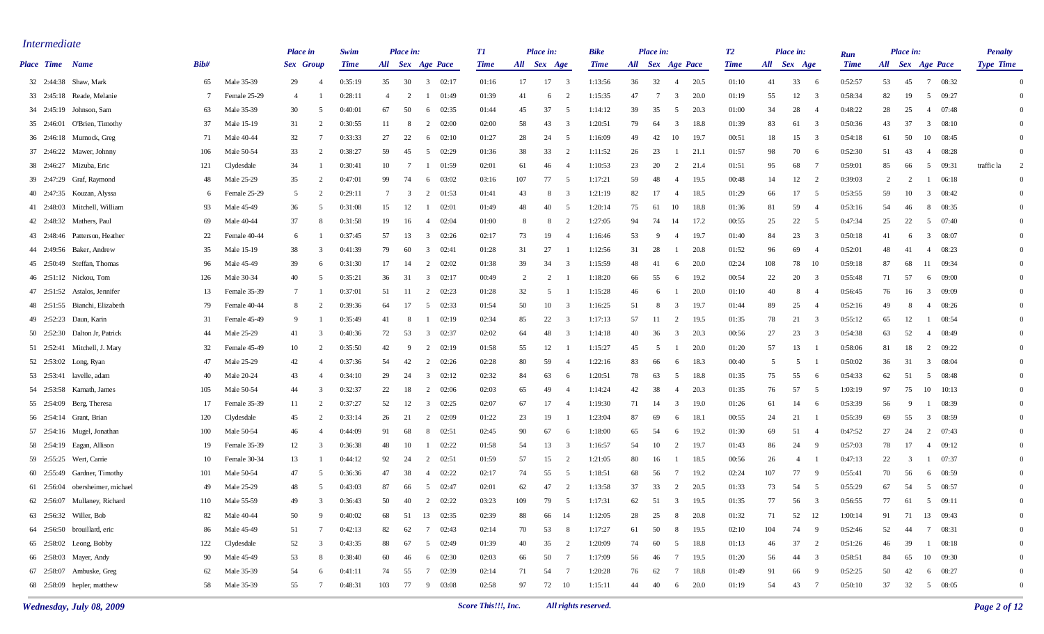## Intermediate

| Place | Time | Name | Bib# | | Place in Sex | Place in Group | Swim Time | Place in: All | Sex | Age | Pace | T1 Time | Place in: All | Sex | Age | Bike Time | Place in: All | Sex | Age | Pace | T2 Time | Place in: All | Sex | Age | Run Time | Place in: All | Sex | Age | Pace | Penalty Type | Time |
|---|---|---|---|---|---|---|---|---|---|---|---|---|---|---|---|---|---|---|---|---|---|---|---|---|---|---|---|---|---|---|---|
| 32 | 2:44:38 | Shaw, Mark | 65 | Male 35-39 | 29 | 4 | 0:35:19 | 35 | 30 | 3 | 02:17 | 01:16 | 17 | 17 | 3 | 1:13:56 | 36 | 32 | 4 | 20.5 | 01:10 | 41 | 33 | 6 | 0:52:57 | 53 | 45 | 7 | 08:32 | | 0 |
| 33 | 2:45:18 | Reade, Melanie | 7 | Female 25-29 | 4 | 1 | 0:28:11 | 4 | 2 | 1 | 01:49 | 01:39 | 41 | 6 | 2 | 1:15:35 | 47 | 7 | 3 | 20.0 | 01:19 | 55 | 12 | 3 | 0:58:34 | 82 | 19 | 5 | 09:27 | | 0 |
| 34 | 2:45:19 | Johnson, Sam | 63 | Male 35-39 | 30 | 5 | 0:40:01 | 67 | 50 | 6 | 02:35 | 01:44 | 45 | 37 | 5 | 1:14:12 | 39 | 35 | 5 | 20.3 | 01:00 | 34 | 28 | 4 | 0:48:22 | 28 | 25 | 4 | 07:48 | | 0 |
| 35 | 2:46:01 | O'Brien, Timothy | 37 | Male 15-19 | 31 | 2 | 0:30:55 | 11 | 8 | 2 | 02:00 | 02:00 | 58 | 43 | 3 | 1:20:51 | 79 | 64 | 3 | 18.8 | 01:39 | 83 | 61 | 3 | 0:50:36 | 43 | 37 | 3 | 08:10 | | 0 |
| 36 | 2:46:18 | Murnock, Greg | 71 | Male 40-44 | 32 | 7 | 0:33:33 | 27 | 22 | 6 | 02:10 | 01:27 | 28 | 24 | 5 | 1:16:09 | 49 | 42 | 10 | 19.7 | 00:51 | 18 | 15 | 3 | 0:54:18 | 61 | 50 | 10 | 08:45 | | 0 |
| 37 | 2:46:22 | Mawer, Johnny | 106 | Male 50-54 | 33 | 2 | 0:38:27 | 59 | 45 | 5 | 02:29 | 01:36 | 38 | 33 | 2 | 1:11:52 | 26 | 23 | 1 | 21.1 | 01:57 | 98 | 70 | 6 | 0:52:30 | 51 | 43 | 4 | 08:28 | | 0 |
| 38 | 2:46:27 | Mizuba, Eric | 121 | Clydesdale | 34 | 1 | 0:30:41 | 10 | 7 | 1 | 01:59 | 02:01 | 61 | 46 | 4 | 1:10:53 | 23 | 20 | 2 | 21.4 | 01:51 | 95 | 68 | 7 | 0:59:01 | 85 | 66 | 5 | 09:31 | traffic la | 2 |
| 39 | 2:47:29 | Graf, Raymond | 48 | Male 25-29 | 35 | 2 | 0:47:01 | 99 | 74 | 6 | 03:02 | 03:16 | 107 | 77 | 5 | 1:17:21 | 59 | 48 | 4 | 19.5 | 00:48 | 14 | 12 | 2 | 0:39:03 | 2 | 2 | 1 | 06:18 | | 0 |
| 40 | 2:47:35 | Kouzan, Alyssa | 6 | Female 25-29 | 5 | 2 | 0:29:11 | 7 | 3 | 2 | 01:53 | 01:41 | 43 | 8 | 3 | 1:21:19 | 82 | 17 | 4 | 18.5 | 01:29 | 66 | 17 | 5 | 0:53:55 | 59 | 10 | 3 | 08:42 | | 0 |
| 41 | 2:48:03 | Mitchell, William | 93 | Male 45-49 | 36 | 5 | 0:31:08 | 15 | 12 | 1 | 02:01 | 01:49 | 48 | 40 | 5 | 1:20:14 | 75 | 61 | 10 | 18.8 | 01:36 | 81 | 59 | 4 | 0:53:16 | 54 | 46 | 8 | 08:35 | | 0 |
| 42 | 2:48:32 | Mathers, Paul | 69 | Male 40-44 | 37 | 8 | 0:31:58 | 19 | 16 | 4 | 02:04 | 01:00 | 8 | 8 | 2 | 1:27:05 | 94 | 74 | 14 | 17.2 | 00:55 | 25 | 22 | 5 | 0:47:34 | 25 | 22 | 5 | 07:40 | | 0 |
| 43 | 2:48:46 | Patterson, Heather | 22 | Female 40-44 | 6 | 1 | 0:37:45 | 57 | 13 | 3 | 02:26 | 02:17 | 73 | 19 | 4 | 1:16:46 | 53 | 9 | 4 | 19.7 | 01:40 | 84 | 23 | 3 | 0:50:18 | 41 | 6 | 3 | 08:07 | | 0 |
| 44 | 2:49:56 | Baker, Andrew | 35 | Male 15-19 | 38 | 3 | 0:41:39 | 79 | 60 | 3 | 02:41 | 01:28 | 31 | 27 | 1 | 1:12:56 | 31 | 28 | 1 | 20.8 | 01:52 | 96 | 69 | 4 | 0:52:01 | 48 | 41 | 4 | 08:23 | | 0 |
| 45 | 2:50:49 | Steffan, Thomas | 96 | Male 45-49 | 39 | 6 | 0:31:30 | 17 | 14 | 2 | 02:02 | 01:38 | 39 | 34 | 3 | 1:15:59 | 48 | 41 | 6 | 20.0 | 02:24 | 108 | 78 | 10 | 0:59:18 | 87 | 68 | 11 | 09:34 | | 0 |
| 46 | 2:51:12 | Nickou, Tom | 126 | Male 30-34 | 40 | 5 | 0:35:21 | 36 | 31 | 3 | 02:17 | 00:49 | 2 | 2 | 1 | 1:18:20 | 66 | 55 | 6 | 19.2 | 00:54 | 22 | 20 | 3 | 0:55:48 | 71 | 57 | 6 | 09:00 | | 0 |
| 47 | 2:51:52 | Astalos, Jennifer | 13 | Female 35-39 | 7 | 1 | 0:37:01 | 51 | 11 | 2 | 02:23 | 01:28 | 32 | 5 | 1 | 1:15:28 | 46 | 6 | 1 | 20.0 | 01:10 | 40 | 8 | 4 | 0:56:45 | 76 | 16 | 3 | 09:09 | | 0 |
| 48 | 2:51:55 | Bianchi, Elizabeth | 79 | Female 40-44 | 8 | 2 | 0:39:36 | 64 | 17 | 5 | 02:33 | 01:54 | 50 | 10 | 3 | 1:16:25 | 51 | 8 | 3 | 19.7 | 01:44 | 89 | 25 | 4 | 0:52:16 | 49 | 8 | 4 | 08:26 | | 0 |
| 49 | 2:52:23 | Daun, Karin | 31 | Female 45-49 | 9 | 1 | 0:35:49 | 41 | 8 | 1 | 02:19 | 02:34 | 85 | 22 | 3 | 1:17:13 | 57 | 11 | 2 | 19.5 | 01:35 | 78 | 21 | 3 | 0:55:12 | 65 | 12 | 1 | 08:54 | | 0 |
| 50 | 2:52:30 | Dalton Jr, Patrick | 44 | Male 25-29 | 41 | 3 | 0:40:36 | 72 | 53 | 3 | 02:37 | 02:02 | 64 | 48 | 3 | 1:14:18 | 40 | 36 | 3 | 20.3 | 00:56 | 27 | 23 | 3 | 0:54:38 | 63 | 52 | 4 | 08:49 | | 0 |
| 51 | 2:52:41 | Mitchell, J. Mary | 32 | Female 45-49 | 10 | 2 | 0:35:50 | 42 | 9 | 2 | 02:19 | 01:58 | 55 | 12 | 1 | 1:15:27 | 45 | 5 | 1 | 20.0 | 01:20 | 57 | 13 | 1 | 0:58:06 | 81 | 18 | 2 | 09:22 | | 0 |
| 52 | 2:53:02 | Long, Ryan | 47 | Male 25-29 | 42 | 4 | 0:37:36 | 54 | 42 | 2 | 02:26 | 02:28 | 80 | 59 | 4 | 1:22:16 | 83 | 66 | 6 | 18.3 | 00:40 | 5 | 5 | 1 | 0:50:02 | 36 | 31 | 3 | 08:04 | | 0 |
| 53 | 2:53:41 | lavelle, adam | 40 | Male 20-24 | 43 | 4 | 0:34:10 | 29 | 24 | 3 | 02:12 | 02:32 | 84 | 63 | 6 | 1:20:51 | 78 | 63 | 5 | 18.8 | 01:35 | 75 | 55 | 6 | 0:54:33 | 62 | 51 | 5 | 08:48 | | 0 |
| 54 | 2:53:58 | Karnath, James | 105 | Male 50-54 | 44 | 3 | 0:32:37 | 22 | 18 | 2 | 02:06 | 02:03 | 65 | 49 | 4 | 1:14:24 | 42 | 38 | 4 | 20.3 | 01:35 | 76 | 57 | 5 | 1:03:19 | 97 | 75 | 10 | 10:13 | | 0 |
| 55 | 2:54:09 | Berg, Theresa | 17 | Female 35-39 | 11 | 2 | 0:37:27 | 52 | 12 | 3 | 02:25 | 02:07 | 67 | 17 | 4 | 1:19:30 | 71 | 14 | 3 | 19.0 | 01:26 | 61 | 14 | 6 | 0:53:39 | 56 | 9 | 1 | 08:39 | | 0 |
| 56 | 2:54:14 | Grant, Brian | 120 | Clydesdale | 45 | 2 | 0:33:14 | 26 | 21 | 2 | 02:09 | 01:22 | 23 | 19 | 1 | 1:23:04 | 87 | 69 | 6 | 18.1 | 00:55 | 24 | 21 | 1 | 0:55:39 | 69 | 55 | 3 | 08:59 | | 0 |
| 57 | 2:54:16 | Mugel, Jonathan | 100 | Male 50-54 | 46 | 4 | 0:44:09 | 91 | 68 | 8 | 02:51 | 02:45 | 90 | 67 | 6 | 1:18:00 | 65 | 54 | 6 | 19.2 | 01:30 | 69 | 51 | 4 | 0:47:52 | 27 | 24 | 2 | 07:43 | | 0 |
| 58 | 2:54:19 | Eagan, Allison | 19 | Female 35-39 | 12 | 3 | 0:36:38 | 48 | 10 | 1 | 02:22 | 01:58 | 54 | 13 | 3 | 1:16:57 | 54 | 10 | 2 | 19.7 | 01:43 | 86 | 24 | 9 | 0:57:03 | 78 | 17 | 4 | 09:12 | | 0 |
| 59 | 2:55:25 | Wert, Carrie | 10 | Female 30-34 | 13 | 1 | 0:44:12 | 92 | 24 | 2 | 02:51 | 01:59 | 57 | 15 | 2 | 1:21:05 | 80 | 16 | 1 | 18.5 | 00:56 | 26 | 4 | 1 | 0:47:13 | 22 | 3 | 1 | 07:37 | | 0 |
| 60 | 2:55:49 | Gardner, Timothy | 101 | Male 50-54 | 47 | 5 | 0:36:36 | 47 | 38 | 4 | 02:22 | 02:17 | 74 | 55 | 5 | 1:18:51 | 68 | 56 | 7 | 19.2 | 02:24 | 107 | 77 | 9 | 0:55:41 | 70 | 56 | 6 | 08:59 | | 0 |
| 61 | 2:56:04 | obersheimer, michael | 49 | Male 25-29 | 48 | 5 | 0:43:03 | 87 | 66 | 5 | 02:47 | 02:01 | 62 | 47 | 2 | 1:13:58 | 37 | 33 | 2 | 20.5 | 01:33 | 73 | 54 | 5 | 0:55:29 | 67 | 54 | 5 | 08:57 | | 0 |
| 62 | 2:56:07 | Mullaney, Richard | 110 | Male 55-59 | 49 | 3 | 0:36:43 | 50 | 40 | 2 | 02:22 | 03:23 | 109 | 79 | 5 | 1:17:31 | 62 | 51 | 3 | 19.5 | 01:35 | 77 | 56 | 3 | 0:56:55 | 77 | 61 | 5 | 09:11 | | 0 |
| 63 | 2:56:32 | Willer, Bob | 82 | Male 40-44 | 50 | 9 | 0:40:02 | 68 | 51 | 13 | 02:35 | 02:39 | 88 | 66 | 14 | 1:12:05 | 28 | 25 | 8 | 20.8 | 01:32 | 71 | 52 | 12 | 1:00:14 | 91 | 71 | 13 | 09:43 | | 0 |
| 64 | 2:56:50 | brouillard, eric | 86 | Male 45-49 | 51 | 7 | 0:42:13 | 82 | 62 | 7 | 02:43 | 02:14 | 70 | 53 | 8 | 1:17:27 | 61 | 50 | 8 | 19.5 | 02:10 | 104 | 74 | 9 | 0:52:46 | 52 | 44 | 7 | 08:31 | | 0 |
| 65 | 2:58:02 | Leong, Bobby | 122 | Clydesdale | 52 | 3 | 0:43:35 | 88 | 67 | 5 | 02:49 | 01:39 | 40 | 35 | 2 | 1:20:09 | 74 | 60 | 5 | 18.8 | 01:13 | 46 | 37 | 2 | 0:51:26 | 46 | 39 | 1 | 08:18 | | 0 |
| 66 | 2:58:03 | Mayer, Andy | 90 | Male 45-49 | 53 | 8 | 0:38:40 | 60 | 46 | 6 | 02:30 | 02:03 | 66 | 50 | 7 | 1:17:09 | 56 | 46 | 7 | 19.5 | 01:20 | 56 | 44 | 3 | 0:58:51 | 84 | 65 | 10 | 09:30 | | 0 |
| 67 | 2:58:07 | Ambuske, Greg | 62 | Male 35-39 | 54 | 6 | 0:41:11 | 74 | 55 | 7 | 02:39 | 02:14 | 71 | 54 | 7 | 1:20:28 | 76 | 62 | 7 | 18.8 | 01:49 | 91 | 66 | 9 | 0:52:25 | 50 | 42 | 6 | 08:27 | | 0 |
| 68 | 2:58:09 | hepler, matthew | 58 | Male 35-39 | 55 | 7 | 0:48:31 | 103 | 77 | 9 | 03:08 | 02:58 | 97 | 72 | 10 | 1:15:11 | 44 | 40 | 6 | 20.0 | 01:19 | 54 | 43 | 7 | 0:50:10 | 37 | 32 | 5 | 08:05 | | 0 |

*Wednesday, July 08, 2009* — *Score This!!!, Inc.* — *All rights reserved.*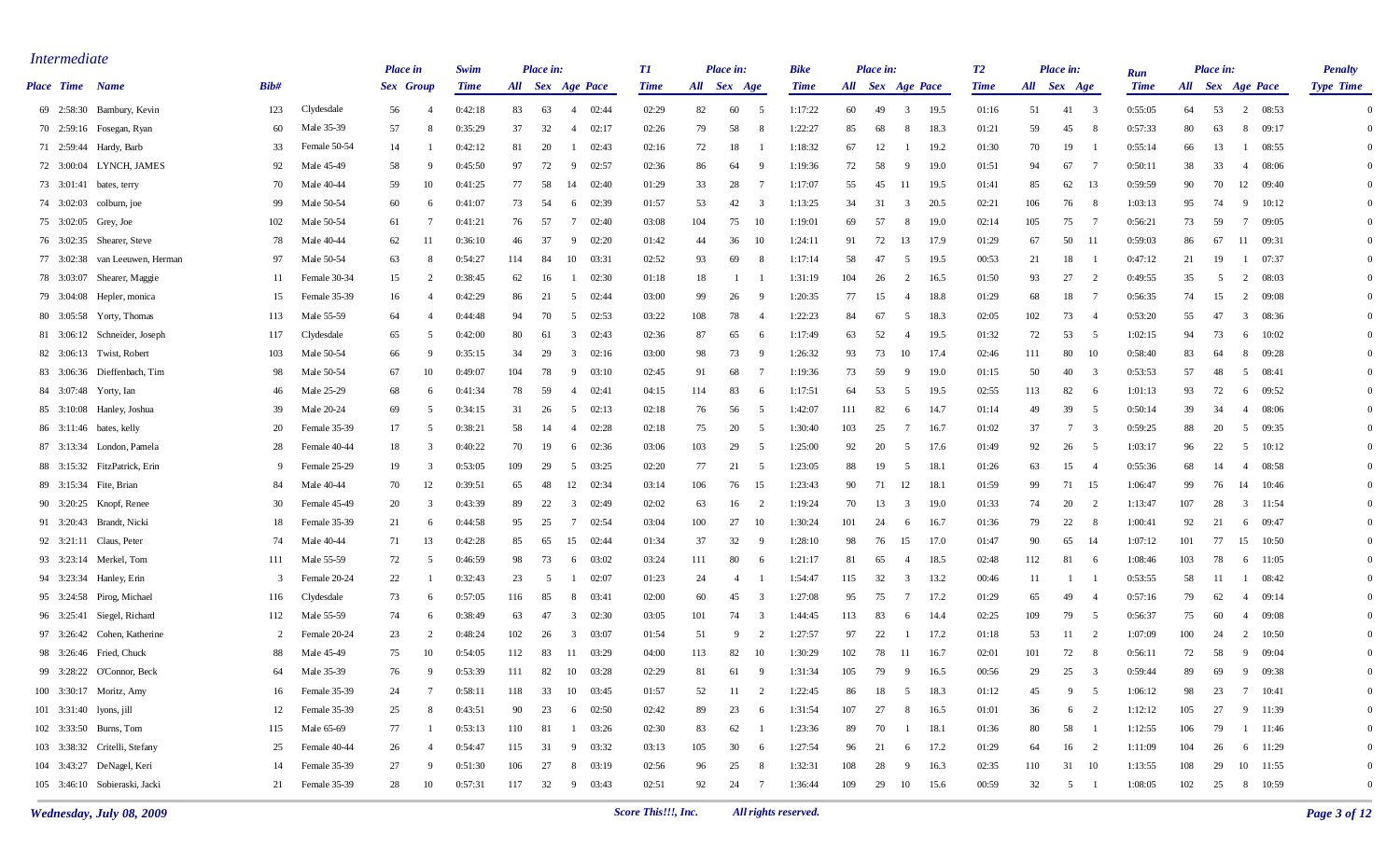## Intermediate

| Place | Time | Name | Bib# | | Place in Sex | Place in Group | Swim Time | Place in: All | Sex | Age | Pace | T1 Time | Place in: All | Sex | Age | Bike Time | Place in: All | Sex | Age | Pace | T2 Time | Place in: All | Sex | Age | Run Time | Place in: All | Sex | Age | Pace | Penalty Type | Time |
|---|---|---|---|---|---|---|---|---|---|---|---|---|---|---|---|---|---|---|---|---|---|---|---|---|---|---|---|---|---|---|---|
| 69 | 2:58:30 | Bambury, Kevin | 123 | Clydesdale | 56 | 4 | 0:42:18 | 83 | 63 | 4 | 02:44 | 02:29 | 82 | 60 | 5 | 1:17:22 | 60 | 49 | 3 | 19.5 | 01:16 | 51 | 41 | 3 | 0:55:05 | 64 | 53 | 2 | 08:53 | | 0 |
| 70 | 2:59:16 | Fosegan, Ryan | 60 | Male 35-39 | 57 | 8 | 0:35:29 | 37 | 32 | 4 | 02:17 | 02:26 | 79 | 58 | 8 | 1:22:27 | 85 | 68 | 8 | 18.3 | 01:21 | 59 | 45 | 8 | 0:57:33 | 80 | 63 | 8 | 09:17 | | 0 |
| 71 | 2:59:44 | Hardy, Barb | 33 | Female 50-54 | 14 | 1 | 0:42:12 | 81 | 20 | 1 | 02:43 | 02:16 | 72 | 18 | 1 | 1:18:32 | 67 | 12 | 1 | 19.2 | 01:30 | 70 | 19 | 1 | 0:55:14 | 66 | 13 | 1 | 08:55 | | 0 |
| 72 | 3:00:04 | LYNCH, JAMES | 92 | Male 45-49 | 58 | 9 | 0:45:50 | 97 | 72 | 9 | 02:57 | 02:36 | 86 | 64 | 9 | 1:19:36 | 72 | 58 | 9 | 19.0 | 01:51 | 94 | 67 | 7 | 0:50:11 | 38 | 33 | 4 | 08:06 | | 0 |
| 73 | 3:01:41 | bates, terry | 70 | Male 40-44 | 59 | 10 | 0:41:25 | 77 | 58 | 14 | 02:40 | 01:29 | 33 | 28 | 7 | 1:17:07 | 55 | 45 | 11 | 19.5 | 01:41 | 85 | 62 | 13 | 0:59:59 | 90 | 70 | 12 | 09:40 | | 0 |
| 74 | 3:02:03 | colburn, joe | 99 | Male 50-54 | 60 | 6 | 0:41:07 | 73 | 54 | 6 | 02:39 | 01:57 | 53 | 42 | 3 | 1:13:25 | 34 | 31 | 3 | 20.5 | 02:21 | 106 | 76 | 8 | 1:03:13 | 95 | 74 | 9 | 10:12 | | 0 |
| 75 | 3:02:05 | Grey, Joe | 102 | Male 50-54 | 61 | 7 | 0:41:21 | 76 | 57 | 7 | 02:40 | 03:08 | 104 | 75 | 10 | 1:19:01 | 69 | 57 | 8 | 19.0 | 02:14 | 105 | 75 | 7 | 0:56:21 | 73 | 59 | 7 | 09:05 | | 0 |
| 76 | 3:02:35 | Shearer, Steve | 78 | Male 40-44 | 62 | 11 | 0:36:10 | 46 | 37 | 9 | 02:20 | 01:42 | 44 | 36 | 10 | 1:24:11 | 91 | 72 | 13 | 17.9 | 01:29 | 67 | 50 | 11 | 0:59:03 | 86 | 67 | 11 | 09:31 | | 0 |
| 77 | 3:02:38 | van Leeuwen, Herman | 97 | Male 50-54 | 63 | 8 | 0:54:27 | 114 | 84 | 10 | 03:31 | 02:52 | 93 | 69 | 8 | 1:17:14 | 58 | 47 | 5 | 19.5 | 00:53 | 21 | 18 | 1 | 0:47:12 | 21 | 19 | 1 | 07:37 | | 0 |
| 78 | 3:03:07 | Shearer, Maggie | 11 | Female 30-34 | 15 | 2 | 0:38:45 | 62 | 16 | 1 | 02:30 | 01:18 | 18 | 1 | 1 | 1:31:19 | 104 | 26 | 2 | 16.5 | 01:50 | 93 | 27 | 2 | 0:49:55 | 35 | 5 | 2 | 08:03 | | 0 |
| 79 | 3:04:08 | Hepler, monica | 15 | Female 35-39 | 16 | 4 | 0:42:29 | 86 | 21 | 5 | 02:44 | 03:00 | 99 | 26 | 9 | 1:20:35 | 77 | 15 | 4 | 18.8 | 01:29 | 68 | 18 | 7 | 0:56:35 | 74 | 15 | 2 | 09:08 | | 0 |
| 80 | 3:05:58 | Yorty, Thomas | 113 | Male 55-59 | 64 | 4 | 0:44:48 | 94 | 70 | 5 | 02:53 | 03:22 | 108 | 78 | 4 | 1:22:23 | 84 | 67 | 5 | 18.3 | 02:05 | 102 | 73 | 4 | 0:53:20 | 55 | 47 | 3 | 08:36 | | 0 |
| 81 | 3:06:12 | Schneider, Joseph | 117 | Clydesdale | 65 | 5 | 0:42:00 | 80 | 61 | 3 | 02:43 | 02:36 | 87 | 65 | 6 | 1:17:49 | 63 | 52 | 4 | 19.5 | 01:32 | 72 | 53 | 5 | 1:02:15 | 94 | 73 | 6 | 10:02 | | 0 |
| 82 | 3:06:13 | Twist, Robert | 103 | Male 50-54 | 66 | 9 | 0:35:15 | 34 | 29 | 3 | 02:16 | 03:00 | 98 | 73 | 9 | 1:26:32 | 93 | 73 | 10 | 17.4 | 02:46 | 111 | 80 | 10 | 0:58:40 | 83 | 64 | 8 | 09:28 | | 0 |
| 83 | 3:06:36 | Dieffenbach, Tim | 98 | Male 50-54 | 67 | 10 | 0:49:07 | 104 | 78 | 9 | 03:10 | 02:45 | 91 | 68 | 7 | 1:19:36 | 73 | 59 | 9 | 19.0 | 01:15 | 50 | 40 | 3 | 0:53:53 | 57 | 48 | 5 | 08:41 | | 0 |
| 84 | 3:07:48 | Yorty, Ian | 46 | Male 25-29 | 68 | 6 | 0:41:34 | 78 | 59 | 4 | 02:41 | 04:15 | 114 | 83 | 6 | 1:17:51 | 64 | 53 | 5 | 19.5 | 02:55 | 113 | 82 | 6 | 1:01:13 | 93 | 72 | 6 | 09:52 | | 0 |
| 85 | 3:10:08 | Hanley, Joshua | 39 | Male 20-24 | 69 | 5 | 0:34:15 | 31 | 26 | 5 | 02:13 | 02:18 | 76 | 56 | 5 | 1:42:07 | 111 | 82 | 6 | 14.7 | 01:14 | 49 | 39 | 5 | 0:50:14 | 39 | 34 | 4 | 08:06 | | 0 |
| 86 | 3:11:46 | bates, kelly | 20 | Female 35-39 | 17 | 5 | 0:38:21 | 58 | 14 | 4 | 02:28 | 02:18 | 75 | 20 | 5 | 1:30:40 | 103 | 25 | 7 | 16.7 | 01:02 | 37 | 7 | 3 | 0:59:25 | 88 | 20 | 5 | 09:35 | | 0 |
| 87 | 3:13:34 | London, Pamela | 28 | Female 40-44 | 18 | 3 | 0:40:22 | 70 | 19 | 6 | 02:36 | 03:06 | 103 | 29 | 5 | 1:25:00 | 92 | 20 | 5 | 17.6 | 01:49 | 92 | 26 | 5 | 1:03:17 | 96 | 22 | 5 | 10:12 | | 0 |
| 88 | 3:15:32 | FitzPatrick, Erin | 9 | Female 25-29 | 19 | 3 | 0:53:05 | 109 | 29 | 5 | 03:25 | 02:20 | 77 | 21 | 5 | 1:23:05 | 88 | 19 | 5 | 18.1 | 01:26 | 63 | 15 | 4 | 0:55:36 | 68 | 14 | 4 | 08:58 | | 0 |
| 89 | 3:15:34 | Fite, Brian | 84 | Male 40-44 | 70 | 12 | 0:39:51 | 65 | 48 | 12 | 02:34 | 03:14 | 106 | 76 | 15 | 1:23:43 | 90 | 71 | 12 | 18.1 | 01:59 | 99 | 71 | 15 | 1:06:47 | 99 | 76 | 14 | 10:46 | | 0 |
| 90 | 3:20:25 | Knopf, Renee | 30 | Female 45-49 | 20 | 3 | 0:43:39 | 89 | 22 | 3 | 02:49 | 02:02 | 63 | 16 | 2 | 1:19:24 | 70 | 13 | 3 | 19.0 | 01:33 | 74 | 20 | 2 | 1:13:47 | 107 | 28 | 3 | 11:54 | | 0 |
| 91 | 3:20:43 | Brandt, Nicki | 18 | Female 35-39 | 21 | 6 | 0:44:58 | 95 | 25 | 7 | 02:54 | 03:04 | 100 | 27 | 10 | 1:30:24 | 101 | 24 | 6 | 16.7 | 01:36 | 79 | 22 | 8 | 1:00:41 | 92 | 21 | 6 | 09:47 | | 0 |
| 92 | 3:21:11 | Claus, Peter | 74 | Male 40-44 | 71 | 13 | 0:42:28 | 85 | 65 | 15 | 02:44 | 01:34 | 37 | 32 | 9 | 1:28:10 | 98 | 76 | 15 | 17.0 | 01:47 | 90 | 65 | 14 | 1:07:12 | 101 | 77 | 15 | 10:50 | | 0 |
| 93 | 3:23:14 | Merkel, Tom | 111 | Male 55-59 | 72 | 5 | 0:46:59 | 98 | 73 | 6 | 03:02 | 03:24 | 111 | 80 | 6 | 1:21:17 | 81 | 65 | 4 | 18.5 | 02:48 | 112 | 81 | 6 | 1:08:46 | 103 | 78 | 6 | 11:05 | | 0 |
| 94 | 3:23:34 | Hanley, Erin | 3 | Female 20-24 | 22 | 1 | 0:32:43 | 23 | 5 | 1 | 02:07 | 01:23 | 24 | 4 | 1 | 1:54:47 | 115 | 32 | 3 | 13.2 | 00:46 | 11 | 1 | 1 | 0:53:55 | 58 | 11 | 1 | 08:42 | | 0 |
| 95 | 3:24:58 | Pirog, Michael | 116 | Clydesdale | 73 | 6 | 0:57:05 | 116 | 85 | 8 | 03:41 | 02:00 | 60 | 45 | 3 | 1:27:08 | 95 | 75 | 7 | 17.2 | 01:29 | 65 | 49 | 4 | 0:57:16 | 79 | 62 | 4 | 09:14 | | 0 |
| 96 | 3:25:41 | Siegel, Richard | 112 | Male 55-59 | 74 | 6 | 0:38:49 | 63 | 47 | 3 | 02:30 | 03:05 | 101 | 74 | 3 | 1:44:45 | 113 | 83 | 6 | 14.4 | 02:25 | 109 | 79 | 5 | 0:56:37 | 75 | 60 | 4 | 09:08 | | 0 |
| 97 | 3:26:42 | Cohen, Katherine | 2 | Female 20-24 | 23 | 2 | 0:48:24 | 102 | 26 | 3 | 03:07 | 01:54 | 51 | 9 | 2 | 1:27:57 | 97 | 22 | 1 | 17.2 | 01:18 | 53 | 11 | 2 | 1:07:09 | 100 | 24 | 2 | 10:50 | | 0 |
| 98 | 3:26:46 | Fried, Chuck | 88 | Male 45-49 | 75 | 10 | 0:54:05 | 112 | 83 | 11 | 03:29 | 04:00 | 113 | 82 | 10 | 1:30:29 | 102 | 78 | 11 | 16.7 | 02:01 | 101 | 72 | 8 | 0:56:11 | 72 | 58 | 9 | 09:04 | | 0 |
| 99 | 3:28:22 | O'Connor, Beck | 64 | Male 35-39 | 76 | 9 | 0:53:39 | 111 | 82 | 10 | 03:28 | 02:29 | 81 | 61 | 9 | 1:31:34 | 105 | 79 | 9 | 16.5 | 00:56 | 29 | 25 | 3 | 0:59:44 | 89 | 69 | 9 | 09:38 | | 0 |
| 100 | 3:30:17 | Moritz, Amy | 16 | Female 35-39 | 24 | 7 | 0:58:11 | 118 | 33 | 10 | 03:45 | 01:57 | 52 | 11 | 2 | 1:22:45 | 86 | 18 | 5 | 18.3 | 01:12 | 45 | 9 | 5 | 1:06:12 | 98 | 23 | 7 | 10:41 | | 0 |
| 101 | 3:31:40 | lyons, jill | 12 | Female 35-39 | 25 | 8 | 0:43:51 | 90 | 23 | 6 | 02:50 | 02:42 | 89 | 23 | 6 | 1:31:54 | 107 | 27 | 8 | 16.5 | 01:01 | 36 | 6 | 2 | 1:12:12 | 105 | 27 | 9 | 11:39 | | 0 |
| 102 | 3:33:50 | Burns, Tom | 115 | Male 65-69 | 77 | 1 | 0:53:13 | 110 | 81 | 1 | 03:26 | 02:30 | 83 | 62 | 1 | 1:23:36 | 89 | 70 | 1 | 18.1 | 01:36 | 80 | 58 | 1 | 1:12:55 | 106 | 79 | 1 | 11:46 | | 0 |
| 103 | 3:38:32 | Critelli, Stefany | 25 | Female 40-44 | 26 | 4 | 0:54:47 | 115 | 31 | 9 | 03:32 | 03:13 | 105 | 30 | 6 | 1:27:54 | 96 | 21 | 6 | 17.2 | 01:29 | 64 | 16 | 2 | 1:11:09 | 104 | 26 | 6 | 11:29 | | 0 |
| 104 | 3:43:27 | DeNagel, Keri | 14 | Female 35-39 | 27 | 9 | 0:51:30 | 106 | 27 | 8 | 03:19 | 02:56 | 96 | 25 | 8 | 1:32:31 | 108 | 28 | 9 | 16.3 | 02:35 | 110 | 31 | 10 | 1:13:55 | 108 | 29 | 10 | 11:55 | | 0 |
| 105 | 3:46:10 | Sobieraski, Jacki | 21 | Female 35-39 | 28 | 10 | 0:57:31 | 117 | 32 | 9 | 03:43 | 02:51 | 92 | 24 | 7 | 1:36:44 | 109 | 29 | 10 | 15.6 | 00:59 | 32 | 5 | 1 | 1:08:05 | 102 | 25 | 8 | 10:59 | | 0 |

*Wednesday, July 08, 2009* — *Score This!!!, Inc.* *All rights reserved.*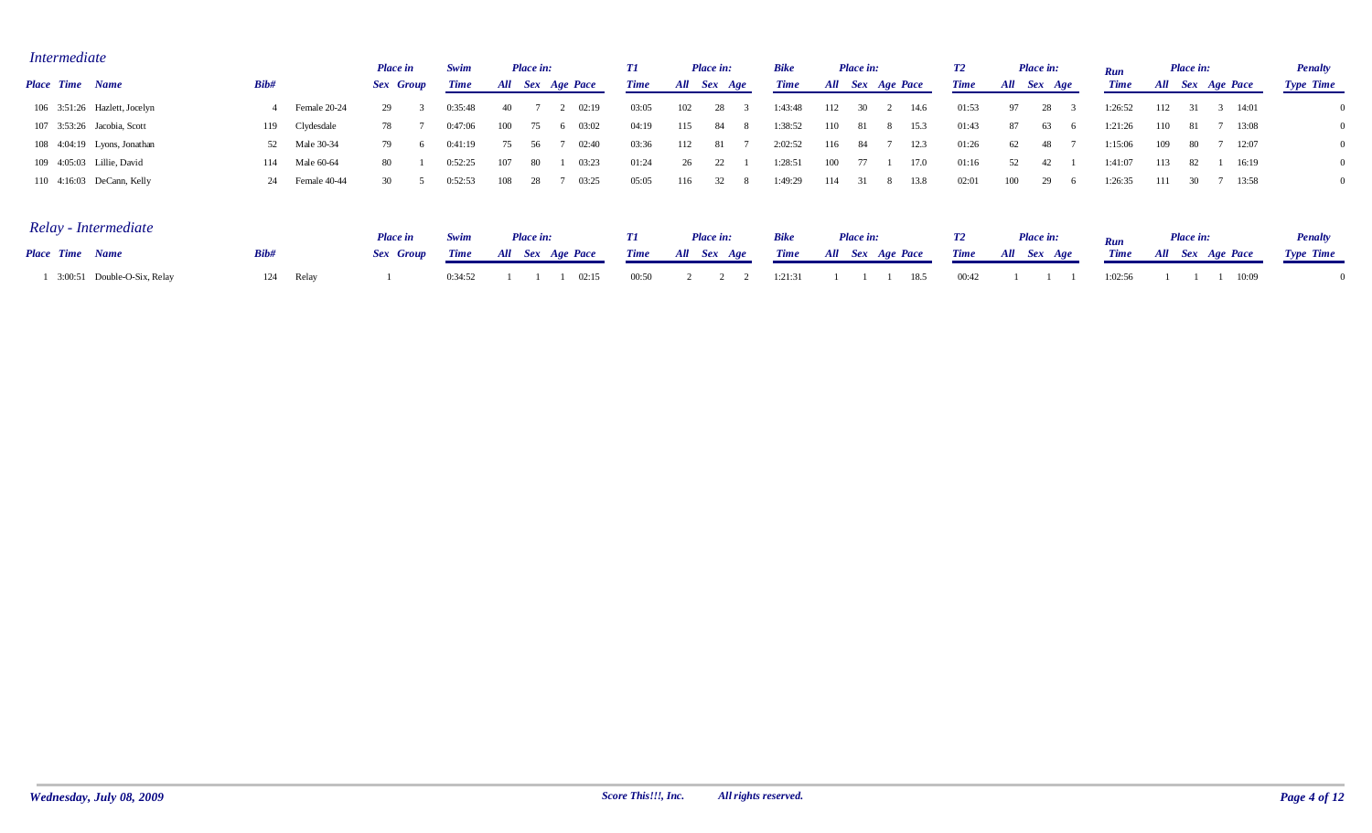## Intermediate

| Place | Time | Name | Bib# | | Place in Sex | Place in Group | Swim Time | Place in: All | Sex | Age | Pace | T1 Time | Place in: All | Sex | Age | Bike Time | Place in: All | Sex | Age | Pace | T2 Time | Place in: All | Sex | Age | Run Time | Place in: All | Sex | Age | Pace | Penalty Type | Penalty Time |
|---|---|---|---|---|---|---|---|---|---|---|---|---|---|---|---|---|---|---|---|---|---|---|---|---|---|---|---|---|---|---|---|
| 106 | 3:51:26 | Hazlett, Jocelyn | 4 | Female 20-24 | 29 | 3 | 0:35:48 | 40 | 7 | 2 | 02:19 | 03:05 | 102 | 28 | 3 | 1:43:48 | 112 | 30 | 2 | 14.6 | 01:53 | 97 | 28 | 3 | 1:26:52 | 112 | 31 | 3 | 14:01 | | 0 |
| 107 | 3:53:26 | Jacobia, Scott | 119 | Clydesdale | 78 | 7 | 0:47:06 | 100 | 75 | 6 | 03:02 | 04:19 | 115 | 84 | 8 | 1:38:52 | 110 | 81 | 8 | 15.3 | 01:43 | 87 | 63 | 6 | 1:21:26 | 110 | 81 | 7 | 13:08 | | 0 |
| 108 | 4:04:19 | Lyons, Jonathan | 52 | Male 30-34 | 79 | 6 | 0:41:19 | 75 | 56 | 7 | 02:40 | 03:36 | 112 | 81 | 7 | 2:02:52 | 116 | 84 | 7 | 12.3 | 01:26 | 62 | 48 | 7 | 1:15:06 | 109 | 80 | 7 | 12:07 | | 0 |
| 109 | 4:05:03 | Lillie, David | 114 | Male 60-64 | 80 | 1 | 0:52:25 | 107 | 80 | 1 | 03:23 | 01:24 | 26 | 22 | 1 | 1:28:51 | 100 | 77 | 1 | 17.0 | 01:16 | 52 | 42 | 1 | 1:41:07 | 113 | 82 | 1 | 16:19 | | 0 |
| 110 | 4:16:03 | DeCann, Kelly | 24 | Female 40-44 | 30 | 5 | 0:52:53 | 108 | 28 | 7 | 03:25 | 05:05 | 116 | 32 | 8 | 1:49:29 | 114 | 31 | 8 | 13.8 | 02:01 | 100 | 29 | 6 | 1:26:35 | 111 | 30 | 7 | 13:58 | | 0 |

## Relay - Intermediate

| Place | Time | Name | Bib# | | Place in Sex | Place in Group | Swim Time | Place in: All | Sex | Age | Pace | T1 Time | Place in: All | Sex | Age | Bike Time | Place in: All | Sex | Age | Pace | T2 Time | Place in: All | Sex | Age | Run Time | Place in: All | Sex | Age | Pace | Penalty Type | Penalty Time |
|---|---|---|---|---|---|---|---|---|---|---|---|---|---|---|---|---|---|---|---|---|---|---|---|---|---|---|---|---|---|---|---|
| 1 | 3:00:51 | Double-O-Six, Relay | 124 | Relay | 1 | | 0:34:52 | 1 | 1 | 1 | 02:15 | 00:50 | 2 | 2 | 2 | 1:21:31 | 1 | 1 | 1 | 18.5 | 00:42 | 1 | 1 | 1 | 1:02:56 | 1 | 1 | 1 | 10:09 | | 0 |

*Wednesday, July 08, 2009* *Score This!!!, Inc.* *All rights reserved.*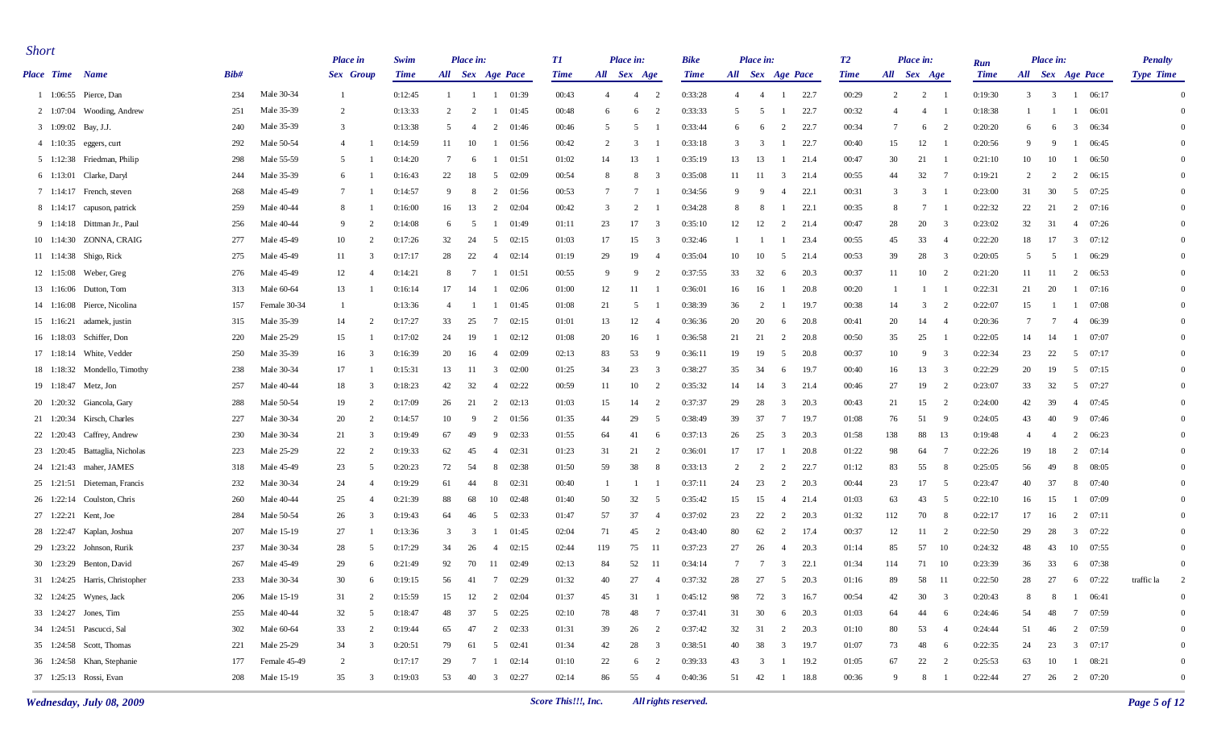*Short*

| Place | Time | Name | Bib# | | Place in Sex | Place in Group | Swim Time | Place in: All | Sex | Age | Pace | T1 Time | Place in: All | Sex | Age | Bike Time | Place in: All | Sex | Age | Pace | T2 Time | Place in: All | Sex | Age | Run Time | Place in: All | Sex | Age | Pace | Penalty Type | Penalty Time |
|---|---|---|---|---|---|---|---|---|---|---|---|---|---|---|---|---|---|---|---|---|---|---|---|---|---|---|---|---|---|---|---|
| 1 | 1:06:55 | Pierce, Dan | 234 | Male 30-34 | 1 | | 0:12:45 | 1 | 1 | 1 | 01:39 | 00:43 | 4 | 4 | 2 | 0:33:28 | 4 | 4 | 1 | 22.7 | 00:29 | 2 | 2 | 1 | 0:19:30 | 3 | 3 | 1 | 06:17 | | 0 |
| 2 | 1:07:04 | Wooding, Andrew | 251 | Male 35-39 | 2 | | 0:13:33 | 2 | 2 | 1 | 01:45 | 00:48 | 6 | 6 | 2 | 0:33:33 | 5 | 5 | 1 | 22.7 | 00:32 | 4 | 4 | 1 | 0:18:38 | 1 | 1 | 1 | 06:01 | | 0 |
| 3 | 1:09:02 | Bay, J.J. | 240 | Male 35-39 | 3 | | 0:13:38 | 5 | 4 | 2 | 01:46 | 00:46 | 5 | 5 | 1 | 0:33:44 | 6 | 6 | 2 | 22.7 | 00:34 | 7 | 6 | 2 | 0:20:20 | 6 | 6 | 3 | 06:34 | | 0 |
| 4 | 1:10:35 | eggers, curt | 292 | Male 50-54 | 4 | 1 | 0:14:59 | 11 | 10 | 1 | 01:56 | 00:42 | 2 | 3 | 1 | 0:33:18 | 3 | 3 | 1 | 22.7 | 00:40 | 15 | 12 | 1 | 0:20:56 | 9 | 9 | 1 | 06:45 | | 0 |
| 5 | 1:12:38 | Friedman, Philip | 298 | Male 55-59 | 5 | 1 | 0:14:20 | 7 | 6 | 1 | 01:51 | 01:02 | 14 | 13 | 1 | 0:35:19 | 13 | 13 | 1 | 21.4 | 00:47 | 30 | 21 | 1 | 0:21:10 | 10 | 10 | 1 | 06:50 | | 0 |
| 6 | 1:13:01 | Clarke, Daryl | 244 | Male 35-39 | 6 | 1 | 0:16:43 | 22 | 18 | 5 | 02:09 | 00:54 | 8 | 8 | 3 | 0:35:08 | 11 | 11 | 3 | 21.4 | 00:55 | 44 | 32 | 7 | 0:19:21 | 2 | 2 | 2 | 06:15 | | 0 |
| 7 | 1:14:17 | French, steven | 268 | Male 45-49 | 7 | 1 | 0:14:57 | 9 | 8 | 2 | 01:56 | 00:53 | 7 | 7 | 1 | 0:34:56 | 9 | 9 | 4 | 22.1 | 00:31 | 3 | 3 | 1 | 0:23:00 | 31 | 30 | 5 | 07:25 | | 0 |
| 8 | 1:14:17 | capuson, patrick | 259 | Male 40-44 | 8 | 1 | 0:16:00 | 16 | 13 | 2 | 02:04 | 00:42 | 3 | 2 | 1 | 0:34:28 | 8 | 8 | 1 | 22.1 | 00:35 | 8 | 7 | 1 | 0:22:32 | 22 | 21 | 2 | 07:16 | | 0 |
| 9 | 1:14:18 | Dittman Jr., Paul | 256 | Male 40-44 | 9 | 2 | 0:14:08 | 6 | 5 | 1 | 01:49 | 01:11 | 23 | 17 | 3 | 0:35:10 | 12 | 12 | 2 | 21.4 | 00:47 | 28 | 20 | 3 | 0:23:02 | 32 | 31 | 4 | 07:26 | | 0 |
| 10 | 1:14:30 | ZONNA, CRAIG | 277 | Male 45-49 | 10 | 2 | 0:17:26 | 32 | 24 | 5 | 02:15 | 01:03 | 17 | 15 | 3 | 0:32:46 | 1 | 1 | 1 | 23.4 | 00:55 | 45 | 33 | 4 | 0:22:20 | 18 | 17 | 3 | 07:12 | | 0 |
| 11 | 1:14:38 | Shigo, Rick | 275 | Male 45-49 | 11 | 3 | 0:17:17 | 28 | 22 | 4 | 02:14 | 01:19 | 29 | 19 | 4 | 0:35:04 | 10 | 10 | 5 | 21.4 | 00:53 | 39 | 28 | 3 | 0:20:05 | 5 | 5 | 1 | 06:29 | | 0 |
| 12 | 1:15:08 | Weber, Greg | 276 | Male 45-49 | 12 | 4 | 0:14:21 | 8 | 7 | 1 | 01:51 | 00:55 | 9 | 9 | 2 | 0:37:55 | 33 | 32 | 6 | 20.3 | 00:37 | 11 | 10 | 2 | 0:21:20 | 11 | 11 | 2 | 06:53 | | 0 |
| 13 | 1:16:06 | Dutton, Tom | 313 | Male 60-64 | 13 | 1 | 0:16:14 | 17 | 14 | 1 | 02:06 | 01:00 | 12 | 11 | 1 | 0:36:01 | 16 | 16 | 1 | 20.8 | 00:20 | 1 | 1 | 1 | 0:22:31 | 21 | 20 | 1 | 07:16 | | 0 |
| 14 | 1:16:08 | Pierce, Nicolina | 157 | Female 30-34 | 1 | | 0:13:36 | 4 | 1 | 1 | 01:45 | 01:08 | 21 | 5 | 1 | 0:38:39 | 36 | 2 | 1 | 19.7 | 00:38 | 14 | 3 | 2 | 0:22:07 | 15 | 1 | 1 | 07:08 | | 0 |
| 15 | 1:16:21 | adamek, justin | 315 | Male 35-39 | 14 | 2 | 0:17:27 | 33 | 25 | 7 | 02:15 | 01:01 | 13 | 12 | 4 | 0:36:36 | 20 | 20 | 6 | 20.8 | 00:41 | 20 | 14 | 4 | 0:20:36 | 7 | 7 | 4 | 06:39 | | 0 |
| 16 | 1:18:03 | Schiffer, Don | 220 | Male 25-29 | 15 | 1 | 0:17:02 | 24 | 19 | 1 | 02:12 | 01:08 | 20 | 16 | 1 | 0:36:58 | 21 | 21 | 2 | 20.8 | 00:50 | 35 | 25 | 1 | 0:22:05 | 14 | 14 | 1 | 07:07 | | 0 |
| 17 | 1:18:14 | White, Vedder | 250 | Male 35-39 | 16 | 3 | 0:16:39 | 20 | 16 | 4 | 02:09 | 02:13 | 83 | 53 | 9 | 0:36:11 | 19 | 19 | 5 | 20.8 | 00:37 | 10 | 9 | 3 | 0:22:34 | 23 | 22 | 5 | 07:17 | | 0 |
| 18 | 1:18:32 | Mondello, Timothy | 238 | Male 30-34 | 17 | 1 | 0:15:31 | 13 | 11 | 3 | 02:00 | 01:25 | 34 | 23 | 3 | 0:38:27 | 35 | 34 | 6 | 19.7 | 00:40 | 16 | 13 | 3 | 0:22:29 | 20 | 19 | 5 | 07:15 | | 0 |
| 19 | 1:18:47 | Metz, Jon | 257 | Male 40-44 | 18 | 3 | 0:18:23 | 42 | 32 | 4 | 02:22 | 00:59 | 11 | 10 | 2 | 0:35:32 | 14 | 14 | 3 | 21.4 | 00:46 | 27 | 19 | 2 | 0:23:07 | 33 | 32 | 5 | 07:27 | | 0 |
| 20 | 1:20:32 | Giancola, Gary | 288 | Male 50-54 | 19 | 2 | 0:17:09 | 26 | 21 | 2 | 02:13 | 01:03 | 15 | 14 | 2 | 0:37:37 | 29 | 28 | 3 | 20.3 | 00:43 | 21 | 15 | 2 | 0:24:00 | 42 | 39 | 4 | 07:45 | | 0 |
| 21 | 1:20:34 | Kirsch, Charles | 227 | Male 30-34 | 20 | 2 | 0:14:57 | 10 | 9 | 2 | 01:56 | 01:35 | 44 | 29 | 5 | 0:38:49 | 39 | 37 | 7 | 19.7 | 01:08 | 76 | 51 | 9 | 0:24:05 | 43 | 40 | 9 | 07:46 | | 0 |
| 22 | 1:20:43 | Caffrey, Andrew | 230 | Male 30-34 | 21 | 3 | 0:19:49 | 67 | 49 | 9 | 02:33 | 01:55 | 64 | 41 | 6 | 0:37:13 | 26 | 25 | 3 | 20.3 | 01:58 | 138 | 88 | 13 | 0:19:48 | 4 | 4 | 2 | 06:23 | | 0 |
| 23 | 1:20:45 | Battaglia, Nicholas | 223 | Male 25-29 | 22 | 2 | 0:19:33 | 62 | 45 | 4 | 02:31 | 01:23 | 31 | 21 | 2 | 0:36:01 | 17 | 17 | 1 | 20.8 | 01:22 | 98 | 64 | 7 | 0:22:26 | 19 | 18 | 2 | 07:14 | | 0 |
| 24 | 1:21:43 | maher, JAMES | 318 | Male 45-49 | 23 | 5 | 0:20:23 | 72 | 54 | 8 | 02:38 | 01:50 | 59 | 38 | 8 | 0:33:13 | 2 | 2 | 2 | 22.7 | 01:12 | 83 | 55 | 8 | 0:25:05 | 56 | 49 | 8 | 08:05 | | 0 |
| 25 | 1:21:51 | Dieteman, Francis | 232 | Male 30-34 | 24 | 4 | 0:19:29 | 61 | 44 | 8 | 02:31 | 00:40 | 1 | 1 | 1 | 0:37:11 | 24 | 23 | 2 | 20.3 | 00:44 | 23 | 17 | 5 | 0:23:47 | 40 | 37 | 8 | 07:40 | | 0 |
| 26 | 1:22:14 | Coulston, Chris | 260 | Male 40-44 | 25 | 4 | 0:21:39 | 88 | 68 | 10 | 02:48 | 01:40 | 50 | 32 | 5 | 0:35:42 | 15 | 15 | 4 | 21.4 | 01:03 | 63 | 43 | 5 | 0:22:10 | 16 | 15 | 1 | 07:09 | | 0 |
| 27 | 1:22:21 | Kent, Joe | 284 | Male 50-54 | 26 | 3 | 0:19:43 | 64 | 46 | 5 | 02:33 | 01:47 | 57 | 37 | 4 | 0:37:02 | 23 | 22 | 2 | 20.3 | 01:32 | 112 | 70 | 8 | 0:22:17 | 17 | 16 | 2 | 07:11 | | 0 |
| 28 | 1:22:47 | Kaplan, Joshua | 207 | Male 15-19 | 27 | 1 | 0:13:36 | 3 | 3 | 1 | 01:45 | 02:04 | 71 | 45 | 2 | 0:43:40 | 80 | 62 | 2 | 17.4 | 00:37 | 12 | 11 | 2 | 0:22:50 | 29 | 28 | 3 | 07:22 | | 0 |
| 29 | 1:23:22 | Johnson, Rurik | 237 | Male 30-34 | 28 | 5 | 0:17:29 | 34 | 26 | 4 | 02:15 | 02:44 | 119 | 75 | 11 | 0:37:23 | 27 | 26 | 4 | 20.3 | 01:14 | 85 | 57 | 10 | 0:24:32 | 48 | 43 | 10 | 07:55 | | 0 |
| 30 | 1:23:29 | Benton, David | 267 | Male 45-49 | 29 | 6 | 0:21:49 | 92 | 70 | 11 | 02:49 | 02:13 | 84 | 52 | 11 | 0:34:14 | 7 | 7 | 3 | 22.1 | 01:34 | 114 | 71 | 10 | 0:23:39 | 36 | 33 | 6 | 07:38 | | 0 |
| 31 | 1:24:25 | Harris, Christopher | 233 | Male 30-34 | 30 | 6 | 0:19:15 | 56 | 41 | 7 | 02:29 | 01:32 | 40 | 27 | 4 | 0:37:32 | 28 | 27 | 5 | 20.3 | 01:16 | 89 | 58 | 11 | 0:22:50 | 28 | 27 | 6 | 07:22 | traffic la | 2 |
| 32 | 1:24:25 | Wynes, Jack | 206 | Male 15-19 | 31 | 2 | 0:15:59 | 15 | 12 | 2 | 02:04 | 01:37 | 45 | 31 | 1 | 0:45:12 | 98 | 72 | 3 | 16.7 | 00:54 | 42 | 30 | 3 | 0:20:43 | 8 | 8 | 1 | 06:41 | | 0 |
| 33 | 1:24:27 | Jones, Tim | 255 | Male 40-44 | 32 | 5 | 0:18:47 | 48 | 37 | 5 | 02:25 | 02:10 | 78 | 48 | 7 | 0:37:41 | 31 | 30 | 6 | 20.3 | 01:03 | 64 | 44 | 6 | 0:24:46 | 54 | 48 | 7 | 07:59 | | 0 |
| 34 | 1:24:51 | Pascucci, Sal | 302 | Male 60-64 | 33 | 2 | 0:19:44 | 65 | 47 | 2 | 02:33 | 01:31 | 39 | 26 | 2 | 0:37:42 | 32 | 31 | 2 | 20.3 | 01:10 | 80 | 53 | 4 | 0:24:44 | 51 | 46 | 2 | 07:59 | | 0 |
| 35 | 1:24:58 | Scott, Thomas | 221 | Male 25-29 | 34 | 3 | 0:20:51 | 79 | 61 | 5 | 02:41 | 01:34 | 42 | 28 | 3 | 0:38:51 | 40 | 38 | 3 | 19.7 | 01:07 | 73 | 48 | 6 | 0:22:35 | 24 | 23 | 3 | 07:17 | | 0 |
| 36 | 1:24:58 | Khan, Stephanie | 177 | Female 45-49 | 2 | | 0:17:17 | 29 | 7 | 1 | 02:14 | 01:10 | 22 | 6 | 2 | 0:39:33 | 43 | 3 | 1 | 19.2 | 01:05 | 67 | 22 | 2 | 0:25:53 | 63 | 10 | 1 | 08:21 | | 0 |
| 37 | 1:25:13 | Rossi, Evan | 208 | Male 15-19 | 35 | 3 | 0:19:03 | 53 | 40 | 3 | 02:27 | 02:14 | 86 | 55 | 4 | 0:40:36 | 51 | 42 | 1 | 18.8 | 00:36 | 9 | 8 | 1 | 0:22:44 | 27 | 26 | 2 | 07:20 | | 0 |

*Wednesday, July 08, 2009* — *Score This!!!, Inc.* — *All rights reserved.*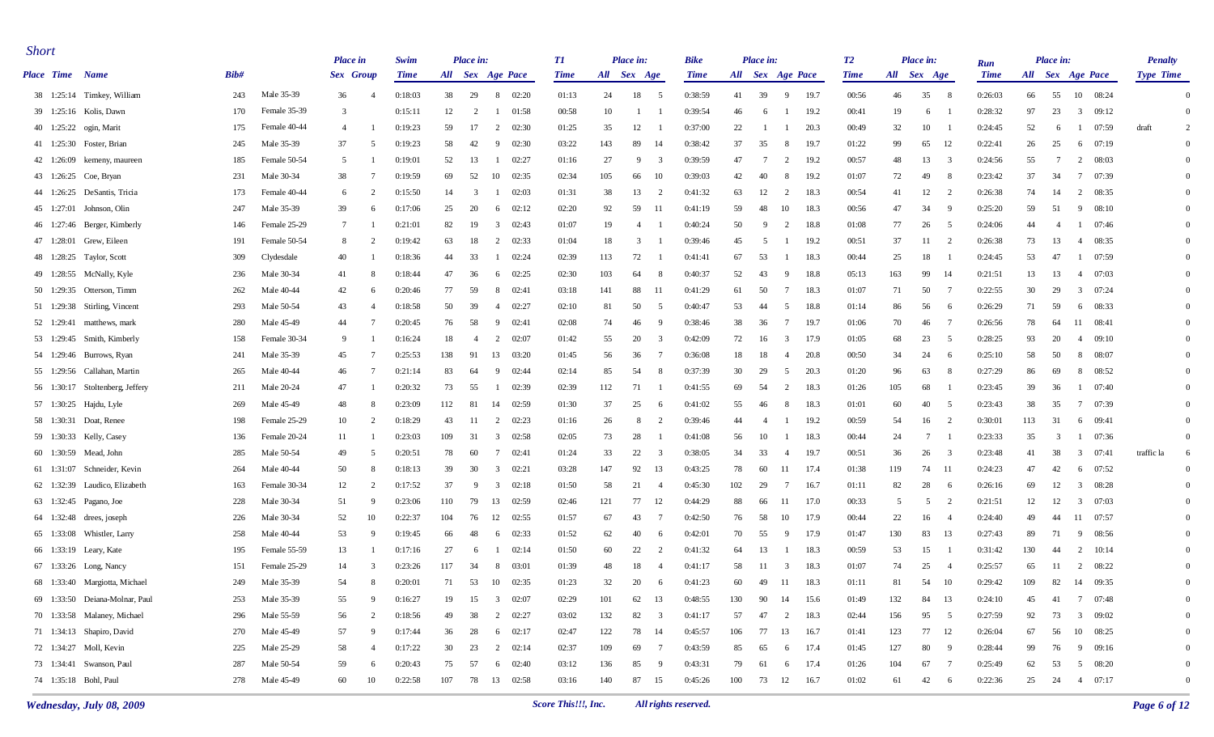## Short

| Place | Time | Name | Bib# | | Place in Sex | Place in Group | Swim Time | Place in: All | Sex | Age | Pace | T1 Time | Place in: All | Sex | Age | Bike Time | Place in: All | Sex | Age | Pace | T2 Time | Place in: All | Sex | Age | Run Time | Place in: All | Sex | Age | Pace | Penalty Type | Time |
|---|---|---|---|---|---|---|---|---|---|---|---|---|---|---|---|---|---|---|---|---|---|---|---|---|---|---|---|---|---|---|---|
| 38 | 1:25:14 | Timkey, William | 243 | Male 35-39 | 36 | 4 | 0:18:03 | 38 | 29 | 8 | 02:20 | 01:13 | 24 | 18 | 5 | 0:38:59 | 41 | 39 | 9 | 19.7 | 00:56 | 46 | 35 | 8 | 0:26:03 | 66 | 55 | 10 | 08:24 | | 0 |
| 39 | 1:25:16 | Kolis, Dawn | 170 | Female 35-39 | 3 | | 0:15:11 | 12 | 2 | 1 | 01:58 | 00:58 | 10 | 1 | 1 | 0:39:54 | 46 | 6 | 1 | 19.2 | 00:41 | 19 | 6 | 1 | 0:28:32 | 97 | 23 | 3 | 09:12 | | 0 |
| 40 | 1:25:22 | ogin, Marit | 175 | Female 40-44 | 4 | 1 | 0:19:23 | 59 | 17 | 2 | 02:30 | 01:25 | 35 | 12 | 1 | 0:37:00 | 22 | 1 | 1 | 20.3 | 00:49 | 32 | 10 | 1 | 0:24:45 | 52 | 6 | 1 | 07:59 | draft | 2 |
| 41 | 1:25:30 | Foster, Brian | 245 | Male 35-39 | 37 | 5 | 0:19:23 | 58 | 42 | 9 | 02:30 | 03:22 | 143 | 89 | 14 | 0:38:42 | 37 | 35 | 8 | 19.7 | 01:22 | 99 | 65 | 12 | 0:22:41 | 26 | 25 | 6 | 07:19 | | 0 |
| 42 | 1:26:09 | kemeny, maureen | 185 | Female 50-54 | 5 | 1 | 0:19:01 | 52 | 13 | 1 | 02:27 | 01:16 | 27 | 9 | 3 | 0:39:59 | 47 | 7 | 2 | 19.2 | 00:57 | 48 | 13 | 3 | 0:24:56 | 55 | 7 | 2 | 08:03 | | 0 |
| 43 | 1:26:25 | Coe, Bryan | 231 | Male 30-34 | 38 | 7 | 0:19:59 | 69 | 52 | 10 | 02:35 | 02:34 | 105 | 66 | 10 | 0:39:03 | 42 | 40 | 8 | 19.2 | 01:07 | 72 | 49 | 8 | 0:23:42 | 37 | 34 | 7 | 07:39 | | 0 |
| 44 | 1:26:25 | DeSantis, Tricia | 173 | Female 40-44 | 6 | 2 | 0:15:50 | 14 | 3 | 1 | 02:03 | 01:31 | 38 | 13 | 2 | 0:41:32 | 63 | 12 | 2 | 18.3 | 00:54 | 41 | 12 | 2 | 0:26:38 | 74 | 14 | 2 | 08:35 | | 0 |
| 45 | 1:27:01 | Johnson, Olin | 247 | Male 35-39 | 39 | 6 | 0:17:06 | 25 | 20 | 6 | 02:12 | 02:20 | 92 | 59 | 11 | 0:41:19 | 59 | 48 | 10 | 18.3 | 00:56 | 47 | 34 | 9 | 0:25:20 | 59 | 51 | 9 | 08:10 | | 0 |
| 46 | 1:27:46 | Berger, Kimberly | 146 | Female 25-29 | 7 | 1 | 0:21:01 | 82 | 19 | 3 | 02:43 | 01:07 | 19 | 4 | 1 | 0:40:24 | 50 | 9 | 2 | 18.8 | 01:08 | 77 | 26 | 5 | 0:24:06 | 44 | 4 | 1 | 07:46 | | 0 |
| 47 | 1:28:01 | Grew, Eileen | 191 | Female 50-54 | 8 | 2 | 0:19:42 | 63 | 18 | 2 | 02:33 | 01:04 | 18 | 3 | 1 | 0:39:46 | 45 | 5 | 1 | 19.2 | 00:51 | 37 | 11 | 2 | 0:26:38 | 73 | 13 | 4 | 08:35 | | 0 |
| 48 | 1:28:25 | Taylor, Scott | 309 | Clydesdale | 40 | 1 | 0:18:36 | 44 | 33 | 1 | 02:24 | 02:39 | 113 | 72 | 1 | 0:41:41 | 67 | 53 | 1 | 18.3 | 00:44 | 25 | 18 | 1 | 0:24:45 | 53 | 47 | 1 | 07:59 | | 0 |
| 49 | 1:28:55 | McNally, Kyle | 236 | Male 30-34 | 41 | 8 | 0:18:44 | 47 | 36 | 6 | 02:25 | 02:30 | 103 | 64 | 8 | 0:40:37 | 52 | 43 | 9 | 18.8 | 05:13 | 163 | 99 | 14 | 0:21:51 | 13 | 13 | 4 | 07:03 | | 0 |
| 50 | 1:29:35 | Otterson, Timm | 262 | Male 40-44 | 42 | 6 | 0:20:46 | 77 | 59 | 8 | 02:41 | 03:18 | 141 | 88 | 11 | 0:41:29 | 61 | 50 | 7 | 18.3 | 01:07 | 71 | 50 | 7 | 0:22:55 | 30 | 29 | 3 | 07:24 | | 0 |
| 51 | 1:29:38 | Stirling, Vincent | 293 | Male 50-54 | 43 | 4 | 0:18:58 | 50 | 39 | 4 | 02:27 | 02:10 | 81 | 50 | 5 | 0:40:47 | 53 | 44 | 5 | 18.8 | 01:14 | 86 | 56 | 6 | 0:26:29 | 71 | 59 | 6 | 08:33 | | 0 |
| 52 | 1:29:41 | matthews, mark | 280 | Male 45-49 | 44 | 7 | 0:20:45 | 76 | 58 | 9 | 02:41 | 02:08 | 74 | 46 | 9 | 0:38:46 | 38 | 36 | 7 | 19.7 | 01:06 | 70 | 46 | 7 | 0:26:56 | 78 | 64 | 11 | 08:41 | | 0 |
| 53 | 1:29:45 | Smith, Kimberly | 158 | Female 30-34 | 9 | 1 | 0:16:24 | 18 | 4 | 2 | 02:07 | 01:42 | 55 | 20 | 3 | 0:42:09 | 72 | 16 | 3 | 17.9 | 01:05 | 68 | 23 | 5 | 0:28:25 | 93 | 20 | 4 | 09:10 | | 0 |
| 54 | 1:29:46 | Burrows, Ryan | 241 | Male 35-39 | 45 | 7 | 0:25:53 | 138 | 91 | 13 | 03:20 | 01:45 | 56 | 36 | 7 | 0:36:08 | 18 | 18 | 4 | 20.8 | 00:50 | 34 | 24 | 6 | 0:25:10 | 58 | 50 | 8 | 08:07 | | 0 |
| 55 | 1:29:56 | Callahan, Martin | 265 | Male 40-44 | 46 | 7 | 0:21:14 | 83 | 64 | 9 | 02:44 | 02:14 | 85 | 54 | 8 | 0:37:39 | 30 | 29 | 5 | 20.3 | 01:20 | 96 | 63 | 8 | 0:27:29 | 86 | 69 | 8 | 08:52 | | 0 |
| 56 | 1:30:17 | Stoltenberg, Jeffery | 211 | Male 20-24 | 47 | 1 | 0:20:32 | 73 | 55 | 1 | 02:39 | 02:39 | 112 | 71 | 1 | 0:41:55 | 69 | 54 | 2 | 18.3 | 01:26 | 105 | 68 | 1 | 0:23:45 | 39 | 36 | 1 | 07:40 | | 0 |
| 57 | 1:30:25 | Hajdu, Lyle | 269 | Male 45-49 | 48 | 8 | 0:23:09 | 112 | 81 | 14 | 02:59 | 01:30 | 37 | 25 | 6 | 0:41:02 | 55 | 46 | 8 | 18.3 | 01:01 | 60 | 40 | 5 | 0:23:43 | 38 | 35 | 7 | 07:39 | | 0 |
| 58 | 1:30:31 | Doat, Renee | 198 | Female 25-29 | 10 | 2 | 0:18:29 | 43 | 11 | 2 | 02:23 | 01:16 | 26 | 8 | 2 | 0:39:46 | 44 | 4 | 1 | 19.2 | 00:59 | 54 | 16 | 2 | 0:30:01 | 113 | 31 | 6 | 09:41 | | 0 |
| 59 | 1:30:33 | Kelly, Casey | 136 | Female 20-24 | 11 | 1 | 0:23:03 | 109 | 31 | 3 | 02:58 | 02:05 | 73 | 28 | 1 | 0:41:08 | 56 | 10 | 1 | 18.3 | 00:44 | 24 | 7 | 1 | 0:23:33 | 35 | 3 | 1 | 07:36 | | 0 |
| 60 | 1:30:59 | Mead, John | 285 | Male 50-54 | 49 | 5 | 0:20:51 | 78 | 60 | 7 | 02:41 | 01:24 | 33 | 22 | 3 | 0:38:05 | 34 | 33 | 4 | 19.7 | 00:51 | 36 | 26 | 3 | 0:23:48 | 41 | 38 | 3 | 07:41 | traffic la | 6 |
| 61 | 1:31:07 | Schneider, Kevin | 264 | Male 40-44 | 50 | 8 | 0:18:13 | 39 | 30 | 3 | 02:21 | 03:28 | 147 | 92 | 13 | 0:43:25 | 78 | 60 | 11 | 17.4 | 01:38 | 119 | 74 | 11 | 0:24:23 | 47 | 42 | 6 | 07:52 | | 0 |
| 62 | 1:32:39 | Laudico, Elizabeth | 163 | Female 30-34 | 12 | 2 | 0:17:52 | 37 | 9 | 3 | 02:18 | 01:50 | 58 | 21 | 4 | 0:45:30 | 102 | 29 | 7 | 16.7 | 01:11 | 82 | 28 | 6 | 0:26:16 | 69 | 12 | 3 | 08:28 | | 0 |
| 63 | 1:32:45 | Pagano, Joe | 228 | Male 30-34 | 51 | 9 | 0:23:06 | 110 | 79 | 13 | 02:59 | 02:46 | 121 | 77 | 12 | 0:44:29 | 88 | 66 | 11 | 17.0 | 00:33 | 5 | 5 | 2 | 0:21:51 | 12 | 12 | 3 | 07:03 | | 0 |
| 64 | 1:32:48 | drees, joseph | 226 | Male 30-34 | 52 | 10 | 0:22:37 | 104 | 76 | 12 | 02:55 | 01:57 | 67 | 43 | 7 | 0:42:50 | 76 | 58 | 10 | 17.9 | 00:44 | 22 | 16 | 4 | 0:24:40 | 49 | 44 | 11 | 07:57 | | 0 |
| 65 | 1:33:08 | Whistler, Larry | 258 | Male 40-44 | 53 | 9 | 0:19:45 | 66 | 48 | 6 | 02:33 | 01:52 | 62 | 40 | 6 | 0:42:01 | 70 | 55 | 9 | 17.9 | 01:47 | 130 | 83 | 13 | 0:27:43 | 89 | 71 | 9 | 08:56 | | 0 |
| 66 | 1:33:19 | Leary, Kate | 195 | Female 55-59 | 13 | 1 | 0:17:16 | 27 | 6 | 1 | 02:14 | 01:50 | 60 | 22 | 2 | 0:41:32 | 64 | 13 | 1 | 18.3 | 00:59 | 53 | 15 | 1 | 0:31:42 | 130 | 44 | 2 | 10:14 | | 0 |
| 67 | 1:33:26 | Long, Nancy | 151 | Female 25-29 | 14 | 3 | 0:23:26 | 117 | 34 | 8 | 03:01 | 01:39 | 48 | 18 | 4 | 0:41:17 | 58 | 11 | 3 | 18.3 | 01:07 | 74 | 25 | 4 | 0:25:57 | 65 | 11 | 2 | 08:22 | | 0 |
| 68 | 1:33:40 | Margiotta, Michael | 249 | Male 35-39 | 54 | 8 | 0:20:01 | 71 | 53 | 10 | 02:35 | 01:23 | 32 | 20 | 6 | 0:41:23 | 60 | 49 | 11 | 18.3 | 01:11 | 81 | 54 | 10 | 0:29:42 | 109 | 82 | 14 | 09:35 | | 0 |
| 69 | 1:33:50 | Deiana-Molnar, Paul | 253 | Male 35-39 | 55 | 9 | 0:16:27 | 19 | 15 | 3 | 02:07 | 02:29 | 101 | 62 | 13 | 0:48:55 | 130 | 90 | 14 | 15.6 | 01:49 | 132 | 84 | 13 | 0:24:10 | 45 | 41 | 7 | 07:48 | | 0 |
| 70 | 1:33:58 | Malaney, Michael | 296 | Male 55-59 | 56 | 2 | 0:18:56 | 49 | 38 | 2 | 02:27 | 03:02 | 132 | 82 | 3 | 0:41:17 | 57 | 47 | 2 | 18.3 | 02:44 | 156 | 95 | 5 | 0:27:59 | 92 | 73 | 3 | 09:02 | | 0 |
| 71 | 1:34:13 | Shapiro, David | 270 | Male 45-49 | 57 | 9 | 0:17:44 | 36 | 28 | 6 | 02:17 | 02:47 | 122 | 78 | 14 | 0:45:57 | 106 | 77 | 13 | 16.7 | 01:41 | 123 | 77 | 12 | 0:26:04 | 67 | 56 | 10 | 08:25 | | 0 |
| 72 | 1:34:27 | Moll, Kevin | 225 | Male 25-29 | 58 | 4 | 0:17:22 | 30 | 23 | 2 | 02:14 | 02:37 | 109 | 69 | 7 | 0:43:59 | 85 | 65 | 6 | 17.4 | 01:45 | 127 | 80 | 9 | 0:28:44 | 99 | 76 | 9 | 09:16 | | 0 |
| 73 | 1:34:41 | Swanson, Paul | 287 | Male 50-54 | 59 | 6 | 0:20:43 | 75 | 57 | 6 | 02:40 | 03:12 | 136 | 85 | 9 | 0:43:31 | 79 | 61 | 6 | 17.4 | 01:26 | 104 | 67 | 7 | 0:25:49 | 62 | 53 | 5 | 08:20 | | 0 |
| 74 | 1:35:18 | Bohl, Paul | 278 | Male 45-49 | 60 | 10 | 0:22:58 | 107 | 78 | 13 | 02:58 | 03:16 | 140 | 87 | 15 | 0:45:26 | 100 | 73 | 12 | 16.7 | 01:02 | 61 | 42 | 6 | 0:22:36 | 25 | 24 | 4 | 07:17 | | 0 |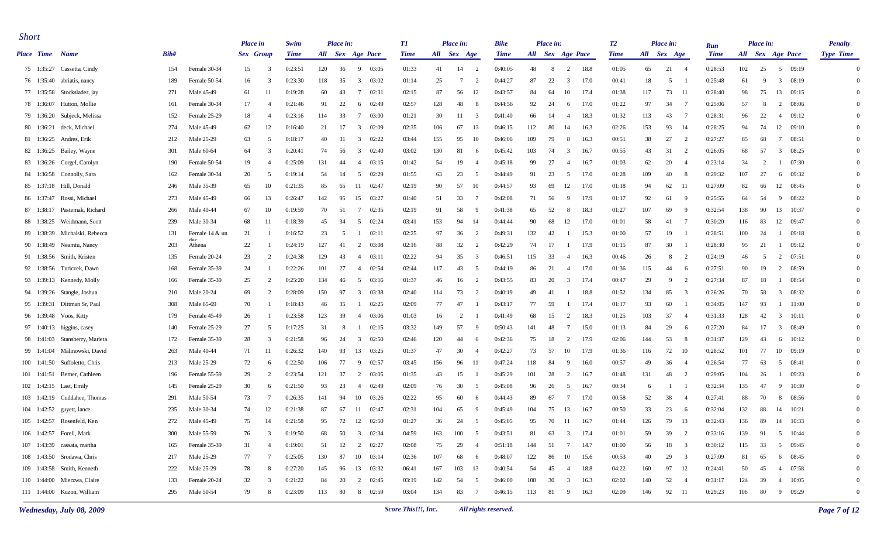*Short*

| Place | Time | Name | Bib# | | Place in Sex | Place in Group | Swim Time | Place in: All | Sex | Age | Pace | T1 Time | Place in: All | Sex | Age | Bike Time | Place in: All | Sex | Age | Pace | T2 Time | Place in: All | Sex | Age | Run Time | Place in: All | Sex | Age | Pace | Penalty Type | Time |
|---|---|---|---|---|---|---|---|---|---|---|---|---|---|---|---|---|---|---|---|---|---|---|---|---|---|---|---|---|---|---|---|
| 75 | 1:35:27 | Cassetta, Cindy | 154 | Female 30-34 | 15 | 3 | 0:23:51 | 120 | 36 | 9 | 03:05 | 01:33 | 41 | 14 | 2 | 0:40:05 | 48 | 8 | 2 | 18.8 | 01:05 | 65 | 21 | 4 | 0:28:53 | 102 | 25 | 5 | 09:19 | | 0 |
| 76 | 1:35:40 | abriatis, nancy | 189 | Female 50-54 | 16 | 3 | 0:23:30 | 118 | 35 | 3 | 03:02 | 01:14 | 25 | 7 | 2 | 0:44:27 | 87 | 22 | 3 | 17.0 | 00:41 | 18 | 5 | 1 | 0:25:48 | 61 | 9 | 3 | 08:19 | | 0 |
| 77 | 1:35:58 | Stockslader, jay | 271 | Male 45-49 | 61 | 11 | 0:19:28 | 60 | 43 | 7 | 02:31 | 02:15 | 87 | 56 | 12 | 0:43:57 | 84 | 64 | 10 | 17.4 | 01:38 | 117 | 73 | 11 | 0:28:40 | 98 | 75 | 13 | 09:15 | | 0 |
| 78 | 1:36:07 | Hutton, Mollie | 161 | Female 30-34 | 17 | 4 | 0:21:46 | 91 | 22 | 6 | 02:49 | 02:57 | 128 | 48 | 8 | 0:44:56 | 92 | 24 | 6 | 17.0 | 01:22 | 97 | 34 | 7 | 0:25:06 | 57 | 8 | 2 | 08:06 | | 0 |
| 79 | 1:36:20 | Subjeck, Melissa | 152 | Female 25-29 | 18 | 4 | 0:23:16 | 114 | 33 | 7 | 03:00 | 01:21 | 30 | 11 | 3 | 0:41:40 | 66 | 14 | 4 | 18.3 | 01:32 | 113 | 43 | 7 | 0:28:31 | 96 | 22 | 4 | 09:12 | | 0 |
| 80 | 1:36:21 | deck, Michael | 274 | Male 45-49 | 62 | 12 | 0:16:40 | 21 | 17 | 3 | 02:09 | 02:35 | 106 | 67 | 13 | 0:46:15 | 112 | 80 | 14 | 16.3 | 02:26 | 153 | 93 | 14 | 0:28:25 | 94 | 74 | 12 | 09:10 | | 0 |
| 81 | 1:36:25 | Andres, Erik | 212 | Male 25-29 | 63 | 5 | 0:18:17 | 40 | 31 | 3 | 02:22 | 03:44 | 155 | 95 | 10 | 0:46:06 | 109 | 79 | 8 | 16.3 | 00:51 | 38 | 27 | 2 | 0:27:27 | 85 | 68 | 7 | 08:51 | | 0 |
| 82 | 1:36:25 | Bailey, Wayne | 301 | Male 60-64 | 64 | 3 | 0:20:41 | 74 | 56 | 3 | 02:40 | 03:02 | 130 | 81 | 6 | 0:45:42 | 103 | 74 | 3 | 16.7 | 00:55 | 43 | 31 | 2 | 0:26:05 | 68 | 57 | 3 | 08:25 | | 0 |
| 83 | 1:36:26 | Corgel, Carolyn | 190 | Female 50-54 | 19 | 4 | 0:25:09 | 131 | 44 | 4 | 03:15 | 01:42 | 54 | 19 | 4 | 0:45:18 | 99 | 27 | 4 | 16.7 | 01:03 | 62 | 20 | 4 | 0:23:14 | 34 | 2 | 1 | 07:30 | | 0 |
| 84 | 1:36:58 | Connolly, Sara | 162 | Female 30-34 | 20 | 5 | 0:19:14 | 54 | 14 | 5 | 02:29 | 01:55 | 63 | 23 | 5 | 0:44:49 | 91 | 23 | 5 | 17.0 | 01:28 | 109 | 40 | 8 | 0:29:32 | 107 | 27 | 6 | 09:32 | | 0 |
| 85 | 1:37:18 | Hill, Donald | 246 | Male 35-39 | 65 | 10 | 0:21:35 | 85 | 65 | 11 | 02:47 | 02:19 | 90 | 57 | 10 | 0:44:57 | 93 | 69 | 12 | 17.0 | 01:18 | 94 | 62 | 11 | 0:27:09 | 82 | 66 | 12 | 08:45 | | 0 |
| 86 | 1:37:47 | Rossi, Michael | 273 | Male 45-49 | 66 | 13 | 0:26:47 | 142 | 95 | 15 | 03:27 | 01:40 | 51 | 33 | 7 | 0:42:08 | 71 | 56 | 9 | 17.9 | 01:17 | 92 | 61 | 9 | 0:25:55 | 64 | 54 | 9 | 08:22 | | 0 |
| 87 | 1:38:17 | Pasternak, Richard | 266 | Male 40-44 | 67 | 10 | 0:19:59 | 70 | 51 | 7 | 02:35 | 02:19 | 91 | 58 | 9 | 0:41:38 | 65 | 52 | 8 | 18.3 | 01:27 | 107 | 69 | 9 | 0:32:54 | 138 | 90 | 13 | 10:37 | | 0 |
| 88 | 1:38:25 | Weidmann, Scott | 239 | Male 30-34 | 68 | 11 | 0:18:39 | 45 | 34 | 5 | 02:24 | 03:41 | 153 | 94 | 14 | 0:44:44 | 90 | 68 | 12 | 17.0 | 01:01 | 58 | 41 | 7 | 0:30:20 | 116 | 83 | 12 | 09:47 | | 0 |
| 89 | 1:38:39 | Michalski, Rebecca | 131 | Female 14 & under | 21 | 1 | 0:16:52 | 23 | 5 | 1 | 02:11 | 02:25 | 97 | 36 | 2 | 0:49:31 | 132 | 42 | 1 | 15.3 | 01:00 | 57 | 19 | 1 | 0:28:51 | 100 | 24 | 1 | 09:18 | | 0 |
| 90 | 1:38:49 | Neamtu, Nancy | 203 | Athena | 22 | 1 | 0:24:19 | 127 | 41 | 2 | 03:08 | 02:16 | 88 | 32 | 2 | 0:42:29 | 74 | 17 | 1 | 17.9 | 01:15 | 87 | 30 | 1 | 0:28:30 | 95 | 21 | 1 | 09:12 | | 0 |
| 91 | 1:38:56 | Smith, Kristen | 135 | Female 20-24 | 23 | 2 | 0:24:38 | 129 | 43 | 4 | 03:11 | 02:22 | 94 | 35 | 3 | 0:46:51 | 115 | 33 | 4 | 16.3 | 00:46 | 26 | 8 | 2 | 0:24:19 | 46 | 5 | 2 | 07:51 | | 0 |
| 92 | 1:38:56 | Turiczek, Dawn | 168 | Female 35-39 | 24 | 1 | 0:22:26 | 101 | 27 | 4 | 02:54 | 02:44 | 117 | 43 | 5 | 0:44:19 | 86 | 21 | 4 | 17.0 | 01:36 | 115 | 44 | 6 | 0:27:51 | 90 | 19 | 2 | 08:59 | | 0 |
| 93 | 1:39:13 | Kennedy, Molly | 166 | Female 35-39 | 25 | 2 | 0:25:20 | 134 | 46 | 5 | 03:16 | 01:37 | 46 | 16 | 2 | 0:43:55 | 83 | 20 | 3 | 17.4 | 00:47 | 29 | 9 | 2 | 0:27:34 | 87 | 18 | 1 | 08:54 | | 0 |
| 94 | 1:39:26 | Stangle, Joshua | 210 | Male 20-24 | 69 | 2 | 0:28:09 | 150 | 97 | 3 | 03:38 | 02:40 | 114 | 73 | 2 | 0:40:19 | 49 | 41 | 1 | 18.8 | 01:52 | 134 | 85 | 3 | 0:26:26 | 70 | 58 | 3 | 08:32 | | 0 |
| 95 | 1:39:31 | Dittman Sr, Paul | 308 | Male 65-69 | 70 | 1 | 0:18:43 | 46 | 35 | 1 | 02:25 | 02:09 | 77 | 47 | 1 | 0:43:17 | 77 | 59 | 1 | 17.4 | 01:17 | 93 | 60 | 1 | 0:34:05 | 147 | 93 | 1 | 11:00 | | 0 |
| 96 | 1:39:48 | Voos, Kitty | 179 | Female 45-49 | 26 | 1 | 0:23:58 | 123 | 39 | 4 | 03:06 | 01:03 | 16 | 2 | 1 | 0:41:49 | 68 | 15 | 2 | 18.3 | 01:25 | 103 | 37 | 4 | 0:31:33 | 128 | 42 | 3 | 10:11 | | 0 |
| 97 | 1:40:13 | higgins, casey | 140 | Female 25-29 | 27 | 5 | 0:17:25 | 31 | 8 | 1 | 02:15 | 03:32 | 149 | 57 | 9 | 0:50:43 | 141 | 48 | 7 | 15.0 | 01:13 | 84 | 29 | 6 | 0:27:20 | 84 | 17 | 3 | 08:49 | | 0 |
| 98 | 1:41:03 | Stansberry, Marleta | 172 | Female 35-39 | 28 | 3 | 0:21:58 | 96 | 24 | 3 | 02:50 | 02:46 | 120 | 44 | 6 | 0:42:36 | 75 | 18 | 2 | 17.9 | 02:06 | 144 | 53 | 8 | 0:31:37 | 129 | 43 | 6 | 10:12 | | 0 |
| 99 | 1:41:04 | Malinowski, David | 263 | Male 40-44 | 71 | 11 | 0:26:32 | 140 | 93 | 13 | 03:25 | 01:37 | 47 | 30 | 4 | 0:42:27 | 73 | 57 | 10 | 17.9 | 01:36 | 116 | 72 | 10 | 0:28:52 | 101 | 77 | 10 | 09:19 | | 0 |
| 100 | 1:41:50 | Suffoletto, Chris | 213 | Male 25-29 | 72 | 6 | 0:22:50 | 106 | 77 | 9 | 02:57 | 03:45 | 156 | 96 | 11 | 0:47:24 | 118 | 84 | 9 | 16.0 | 00:57 | 49 | 36 | 4 | 0:26:54 | 77 | 63 | 5 | 08:41 | | 0 |
| 101 | 1:41:51 | Berner, Cathleen | 196 | Female 55-59 | 29 | 2 | 0:23:54 | 121 | 37 | 2 | 03:05 | 01:35 | 43 | 15 | 1 | 0:45:29 | 101 | 28 | 2 | 16.7 | 01:48 | 131 | 48 | 2 | 0:29:05 | 104 | 26 | 1 | 09:23 | | 0 |
| 102 | 1:42:15 | Last, Emily | 145 | Female 25-29 | 30 | 6 | 0:21:50 | 93 | 23 | 4 | 02:49 | 02:09 | 76 | 30 | 5 | 0:45:08 | 96 | 26 | 5 | 16.7 | 00:34 | 6 | 1 | 1 | 0:32:34 | 135 | 47 | 9 | 10:30 | | 0 |
| 103 | 1:42:19 | Cuddahee, Thomas | 291 | Male 50-54 | 73 | 7 | 0:26:35 | 141 | 94 | 10 | 03:26 | 02:22 | 95 | 60 | 6 | 0:44:43 | 89 | 67 | 7 | 17.0 | 00:58 | 52 | 38 | 4 | 0:27:41 | 88 | 70 | 8 | 08:56 | | 0 |
| 104 | 1:42:52 | guyett, lance | 235 | Male 30-34 | 74 | 12 | 0:21:38 | 87 | 67 | 11 | 02:47 | 02:31 | 104 | 65 | 9 | 0:45:49 | 104 | 75 | 13 | 16.7 | 00:50 | 33 | 23 | 6 | 0:32:04 | 132 | 88 | 14 | 10:21 | | 0 |
| 105 | 1:42:57 | Rosenfeld, Ken | 272 | Male 45-49 | 75 | 14 | 0:21:58 | 95 | 72 | 12 | 02:50 | 01:27 | 36 | 24 | 5 | 0:45:05 | 95 | 70 | 11 | 16.7 | 01:44 | 126 | 79 | 13 | 0:32:43 | 136 | 89 | 14 | 10:33 | | 0 |
| 106 | 1:42:57 | Forell, Mark | 300 | Male 55-59 | 76 | 3 | 0:19:50 | 68 | 50 | 3 | 02:34 | 04:59 | 163 | 100 | 5 | 0:43:51 | 81 | 63 | 3 | 17.4 | 01:01 | 59 | 39 | 2 | 0:33:16 | 139 | 91 | 5 | 10:44 | | 0 |
| 107 | 1:43:39 | cassata, martha | 165 | Female 35-39 | 31 | 4 | 0:19:01 | 51 | 12 | 2 | 02:27 | 02:08 | 75 | 29 | 4 | 0:51:18 | 144 | 51 | 7 | 14.7 | 01:00 | 56 | 18 | 3 | 0:30:12 | 115 | 33 | 5 | 09:45 | | 0 |
| 108 | 1:43:50 | Srodawa, Chris | 217 | Male 25-29 | 77 | 7 | 0:25:05 | 130 | 87 | 10 | 03:14 | 02:36 | 107 | 68 | 6 | 0:48:07 | 122 | 86 | 10 | 15.6 | 00:53 | 40 | 29 | 3 | 0:27:09 | 81 | 65 | 6 | 08:45 | | 0 |
| 109 | 1:43:58 | Smith, Kenneth | 222 | Male 25-29 | 78 | 8 | 0:27:20 | 145 | 96 | 13 | 03:32 | 06:41 | 167 | 103 | 13 | 0:40:54 | 54 | 45 | 4 | 18.8 | 04:22 | 160 | 97 | 12 | 0:24:41 | 50 | 45 | 4 | 07:58 | | 0 |
| 110 | 1:44:00 | Mierzwa, Claire | 133 | Female 20-24 | 32 | 3 | 0:21:22 | 84 | 20 | 2 | 02:45 | 03:19 | 142 | 54 | 5 | 0:46:00 | 108 | 30 | 3 | 16.3 | 02:02 | 140 | 52 | 4 | 0:31:17 | 124 | 39 | 4 | 10:05 | | 0 |
| 111 | 1:44:00 | Kuzon, William | 295 | Male 50-54 | 79 | 8 | 0:23:09 | 113 | 80 | 8 | 02:59 | 03:04 | 134 | 83 | 7 | 0:46:15 | 113 | 81 | 9 | 16.3 | 02:09 | 146 | 92 | 11 | 0:29:23 | 106 | 80 | 9 | 09:29 | | 0 |

*Wednesday, July 08, 2009* — *Score This!!!, Inc.* — *All rights reserved.*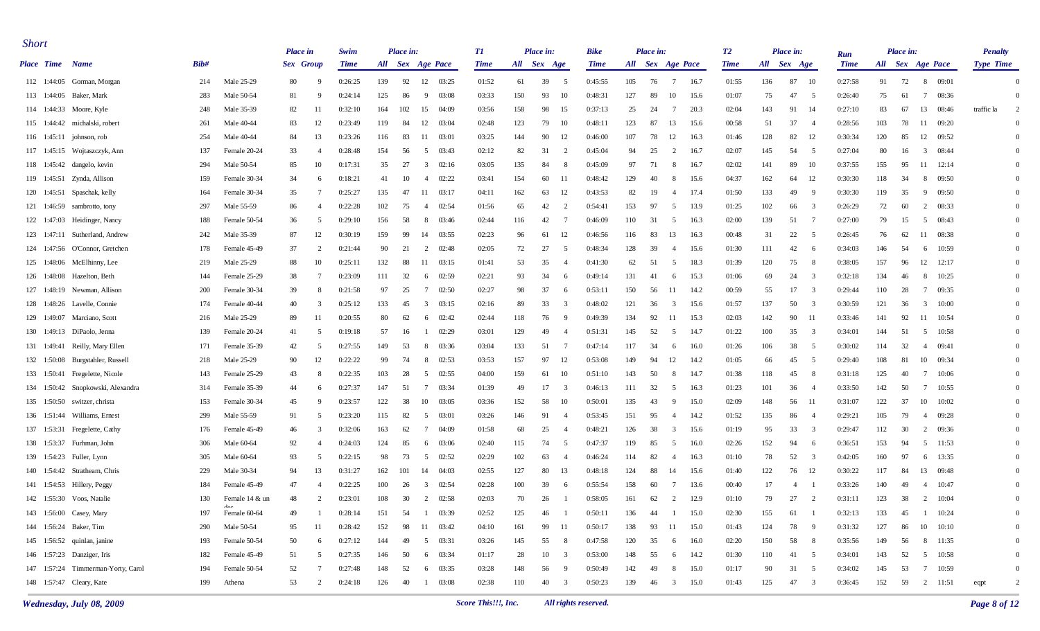*Short*

| Place | Time | Name | Bib# | | Place in Sex | Place in Group | Swim Time | Place in: All | Sex | Age | Pace | T1 Time | Place in: All | Sex | Age | Bike Time | Place in: All | Sex | Age | Pace | T2 Time | Place in: All | Sex | Age | Run Time | Place in: All | Sex | Age | Pace | Penalty Type | Time |
|---|---|---|---|---|---|---|---|---|---|---|---|---|---|---|---|---|---|---|---|---|---|---|---|---|---|---|---|---|---|---|---|
| 112 | 1:44:05 | Gorman, Morgan | 214 | Male 25-29 | 80 | 9 | 0:26:25 | 139 | 92 | 12 | 03:25 | 01:52 | 61 | 39 | 5 | 0:45:55 | 105 | 76 | 7 | 16.7 | 01:55 | 136 | 87 | 10 | 0:27:58 | 91 | 72 | 8 | 09:01 | | 0 |
| 113 | 1:44:05 | Baker, Mark | 283 | Male 50-54 | 81 | 9 | 0:24:14 | 125 | 86 | 9 | 03:08 | 03:33 | 150 | 93 | 10 | 0:48:31 | 127 | 89 | 10 | 15.6 | 01:07 | 75 | 47 | 5 | 0:26:40 | 75 | 61 | 7 | 08:36 | | 0 |
| 114 | 1:44:33 | Moore, Kyle | 248 | Male 35-39 | 82 | 11 | 0:32:10 | 164 | 102 | 15 | 04:09 | 03:56 | 158 | 98 | 15 | 0:37:13 | 25 | 24 | 7 | 20.3 | 02:04 | 143 | 91 | 14 | 0:27:10 | 83 | 67 | 13 | 08:46 | traffic la | 2 |
| 115 | 1:44:42 | michalski, robert | 261 | Male 40-44 | 83 | 12 | 0:23:49 | 119 | 84 | 12 | 03:04 | 02:48 | 123 | 79 | 10 | 0:48:11 | 123 | 87 | 13 | 15.6 | 00:58 | 51 | 37 | 4 | 0:28:56 | 103 | 78 | 11 | 09:20 | | 0 |
| 116 | 1:45:11 | johnson, rob | 254 | Male 40-44 | 84 | 13 | 0:23:26 | 116 | 83 | 11 | 03:01 | 03:25 | 144 | 90 | 12 | 0:46:00 | 107 | 78 | 12 | 16.3 | 01:46 | 128 | 82 | 12 | 0:30:34 | 120 | 85 | 12 | 09:52 | | 0 |
| 117 | 1:45:15 | Wojtaszczyk, Ann | 137 | Female 20-24 | 33 | 4 | 0:28:48 | 154 | 56 | 5 | 03:43 | 02:12 | 82 | 31 | 2 | 0:45:04 | 94 | 25 | 2 | 16.7 | 02:07 | 145 | 54 | 5 | 0:27:04 | 80 | 16 | 3 | 08:44 | | 0 |
| 118 | 1:45:42 | dangelo, kevin | 294 | Male 50-54 | 85 | 10 | 0:17:31 | 35 | 27 | 3 | 02:16 | 03:05 | 135 | 84 | 8 | 0:45:09 | 97 | 71 | 8 | 16.7 | 02:02 | 141 | 89 | 10 | 0:37:55 | 155 | 95 | 11 | 12:14 | | 0 |
| 119 | 1:45:51 | Zynda, Allison | 159 | Female 30-34 | 34 | 6 | 0:18:21 | 41 | 10 | 4 | 02:22 | 03:41 | 154 | 60 | 11 | 0:48:42 | 129 | 40 | 8 | 15.6 | 04:37 | 162 | 64 | 12 | 0:30:30 | 118 | 34 | 8 | 09:50 | | 0 |
| 120 | 1:45:51 | Spaschak, kelly | 164 | Female 30-34 | 35 | 7 | 0:25:27 | 135 | 47 | 11 | 03:17 | 04:11 | 162 | 63 | 12 | 0:43:53 | 82 | 19 | 4 | 17.4 | 01:50 | 133 | 49 | 9 | 0:30:30 | 119 | 35 | 9 | 09:50 | | 0 |
| 121 | 1:46:59 | sambrotto, tony | 297 | Male 55-59 | 86 | 4 | 0:22:28 | 102 | 75 | 4 | 02:54 | 01:56 | 65 | 42 | 2 | 0:54:41 | 153 | 97 | 5 | 13.9 | 01:25 | 102 | 66 | 3 | 0:26:29 | 72 | 60 | 2 | 08:33 | | 0 |
| 122 | 1:47:03 | Heidinger, Nancy | 188 | Female 50-54 | 36 | 5 | 0:29:10 | 156 | 58 | 8 | 03:46 | 02:44 | 116 | 42 | 7 | 0:46:09 | 110 | 31 | 5 | 16.3 | 02:00 | 139 | 51 | 7 | 0:27:00 | 79 | 15 | 5 | 08:43 | | 0 |
| 123 | 1:47:11 | Sutherland, Andrew | 242 | Male 35-39 | 87 | 12 | 0:30:19 | 159 | 99 | 14 | 03:55 | 02:23 | 96 | 61 | 12 | 0:46:56 | 116 | 83 | 13 | 16.3 | 00:48 | 31 | 22 | 5 | 0:26:45 | 76 | 62 | 11 | 08:38 | | 0 |
| 124 | 1:47:56 | O'Connor, Gretchen | 178 | Female 45-49 | 37 | 2 | 0:21:44 | 90 | 21 | 2 | 02:48 | 02:05 | 72 | 27 | 5 | 0:48:34 | 128 | 39 | 4 | 15.6 | 01:30 | 111 | 42 | 6 | 0:34:03 | 146 | 54 | 6 | 10:59 | | 0 |
| 125 | 1:48:06 | McElhinny, Lee | 219 | Male 25-29 | 88 | 10 | 0:25:11 | 132 | 88 | 11 | 03:15 | 01:41 | 53 | 35 | 4 | 0:41:30 | 62 | 51 | 5 | 18.3 | 01:39 | 120 | 75 | 8 | 0:38:05 | 157 | 96 | 12 | 12:17 | | 0 |
| 126 | 1:48:08 | Hazelton, Beth | 144 | Female 25-29 | 38 | 7 | 0:23:09 | 111 | 32 | 6 | 02:59 | 02:21 | 93 | 34 | 6 | 0:49:14 | 131 | 41 | 6 | 15.3 | 01:06 | 69 | 24 | 3 | 0:32:18 | 134 | 46 | 8 | 10:25 | | 0 |
| 127 | 1:48:19 | Newman, Allison | 200 | Female 30-34 | 39 | 8 | 0:21:58 | 97 | 25 | 7 | 02:50 | 02:27 | 98 | 37 | 6 | 0:53:11 | 150 | 56 | 11 | 14.2 | 00:59 | 55 | 17 | 3 | 0:29:44 | 110 | 28 | 7 | 09:35 | | 0 |
| 128 | 1:48:26 | Lavelle, Connie | 174 | Female 40-44 | 40 | 3 | 0:25:12 | 133 | 45 | 3 | 03:15 | 02:16 | 89 | 33 | 3 | 0:48:02 | 121 | 36 | 3 | 15.6 | 01:57 | 137 | 50 | 3 | 0:30:59 | 121 | 36 | 3 | 10:00 | | 0 |
| 129 | 1:49:07 | Marciano, Scott | 216 | Male 25-29 | 89 | 11 | 0:20:55 | 80 | 62 | 6 | 02:42 | 02:44 | 118 | 76 | 9 | 0:49:39 | 134 | 92 | 11 | 15.3 | 02:03 | 142 | 90 | 11 | 0:33:46 | 141 | 92 | 11 | 10:54 | | 0 |
| 130 | 1:49:13 | DiPaolo, Jenna | 139 | Female 20-24 | 41 | 5 | 0:19:18 | 57 | 16 | 1 | 02:29 | 03:01 | 129 | 49 | 4 | 0:51:31 | 145 | 52 | 5 | 14.7 | 01:22 | 100 | 35 | 3 | 0:34:01 | 144 | 51 | 5 | 10:58 | | 0 |
| 131 | 1:49:41 | Reilly, Mary Ellen | 171 | Female 35-39 | 42 | 5 | 0:27:55 | 149 | 53 | 8 | 03:36 | 03:04 | 133 | 51 | 7 | 0:47:14 | 117 | 34 | 6 | 16.0 | 01:26 | 106 | 38 | 5 | 0:30:02 | 114 | 32 | 4 | 09:41 | | 0 |
| 132 | 1:50:08 | Burgstahler, Russell | 218 | Male 25-29 | 90 | 12 | 0:22:22 | 99 | 74 | 8 | 02:53 | 03:53 | 157 | 97 | 12 | 0:53:08 | 149 | 94 | 12 | 14.2 | 01:05 | 66 | 45 | 5 | 0:29:40 | 108 | 81 | 10 | 09:34 | | 0 |
| 133 | 1:50:41 | Fregelette, Nicole | 143 | Female 25-29 | 43 | 8 | 0:22:35 | 103 | 28 | 5 | 02:55 | 04:00 | 159 | 61 | 10 | 0:51:10 | 143 | 50 | 8 | 14.7 | 01:38 | 118 | 45 | 8 | 0:31:18 | 125 | 40 | 7 | 10:06 | | 0 |
| 134 | 1:50:42 | Snopkowski, Alexandra | 314 | Female 35-39 | 44 | 6 | 0:27:37 | 147 | 51 | 7 | 03:34 | 01:39 | 49 | 17 | 3 | 0:46:13 | 111 | 32 | 5 | 16.3 | 01:23 | 101 | 36 | 4 | 0:33:50 | 142 | 50 | 7 | 10:55 | | 0 |
| 135 | 1:50:50 | switzer, christa | 153 | Female 30-34 | 45 | 9 | 0:23:57 | 122 | 38 | 10 | 03:05 | 03:36 | 152 | 58 | 10 | 0:50:01 | 135 | 43 | 9 | 15.0 | 02:09 | 148 | 56 | 11 | 0:31:07 | 122 | 37 | 10 | 10:02 | | 0 |
| 136 | 1:51:44 | Williams, Ernest | 299 | Male 55-59 | 91 | 5 | 0:23:20 | 115 | 82 | 5 | 03:01 | 03:26 | 146 | 91 | 4 | 0:53:45 | 151 | 95 | 4 | 14.2 | 01:52 | 135 | 86 | 4 | 0:29:21 | 105 | 79 | 4 | 09:28 | | 0 |
| 137 | 1:53:21 | Fregelette, Cathy | 176 | Female 45-49 | 46 | 3 | 0:32:06 | 163 | 62 | 7 | 04:09 | 01:58 | 68 | 25 | 4 | 0:48:21 | 126 | 38 | 3 | 15.6 | 01:19 | 95 | 33 | 3 | 0:29:47 | 112 | 30 | 2 | 09:36 | | 0 |
| 138 | 1:53:37 | Furhman, John | 306 | Male 60-64 | 92 | 4 | 0:24:03 | 124 | 85 | 6 | 03:06 | 02:40 | 115 | 74 | 5 | 0:47:37 | 119 | 85 | 5 | 16.0 | 02:26 | 152 | 94 | 6 | 0:36:51 | 153 | 94 | 5 | 11:53 | | 0 |
| 139 | 1:54:23 | Fuller, Lynn | 305 | Male 60-64 | 93 | 5 | 0:22:15 | 98 | 73 | 5 | 02:52 | 02:29 | 102 | 63 | 4 | 0:46:24 | 114 | 82 | 4 | 16.3 | 01:10 | 78 | 52 | 3 | 0:42:05 | 160 | 97 | 6 | 13:35 | | 0 |
| 140 | 1:54:42 | Stratheam, Chris | 229 | Male 30-34 | 94 | 13 | 0:31:27 | 162 | 101 | 14 | 04:03 | 02:55 | 127 | 80 | 13 | 0:48:18 | 124 | 88 | 14 | 15.6 | 01:40 | 122 | 76 | 12 | 0:30:22 | 117 | 84 | 13 | 09:48 | | 0 |
| 141 | 1:54:53 | Hillery, Peggy | 184 | Female 45-49 | 47 | 4 | 0:22:25 | 100 | 26 | 3 | 02:54 | 02:28 | 100 | 39 | 6 | 0:55:54 | 158 | 60 | 7 | 13.6 | 00:40 | 17 | 4 | 1 | 0:33:26 | 140 | 49 | 4 | 10:47 | | 0 |
| 142 | 1:55:30 | Voos, Natalie | 130 | Female 14 & under | 48 | 2 | 0:23:01 | 108 | 30 | 2 | 02:58 | 02:03 | 70 | 26 | 1 | 0:58:05 | 161 | 62 | 2 | 12.9 | 01:10 | 79 | 27 | 2 | 0:31:11 | 123 | 38 | 2 | 10:04 | | 0 |
| 143 | 1:56:00 | Casey, Mary | 197 | Female 60-64 | 49 | 1 | 0:28:14 | 151 | 54 | 1 | 03:39 | 02:52 | 125 | 46 | 1 | 0:50:11 | 136 | 44 | 1 | 15.0 | 02:30 | 155 | 61 | 1 | 0:32:13 | 133 | 45 | 1 | 10:24 | | 0 |
| 144 | 1:56:24 | Baker, Tim | 290 | Male 50-54 | 95 | 11 | 0:28:42 | 152 | 98 | 11 | 03:42 | 04:10 | 161 | 99 | 11 | 0:50:17 | 138 | 93 | 11 | 15.0 | 01:43 | 124 | 78 | 9 | 0:31:32 | 127 | 86 | 10 | 10:10 | | 0 |
| 145 | 1:56:52 | quinlan, janine | 193 | Female 50-54 | 50 | 6 | 0:27:12 | 144 | 49 | 5 | 03:31 | 03:26 | 145 | 55 | 8 | 0:47:58 | 120 | 35 | 6 | 16.0 | 02:20 | 150 | 58 | 8 | 0:35:56 | 149 | 56 | 8 | 11:35 | | 0 |
| 146 | 1:57:23 | Danziger, Iris | 182 | Female 45-49 | 51 | 5 | 0:27:35 | 146 | 50 | 6 | 03:34 | 01:17 | 28 | 10 | 3 | 0:53:00 | 148 | 55 | 6 | 14.2 | 01:30 | 110 | 41 | 5 | 0:34:01 | 143 | 52 | 5 | 10:58 | | 0 |
| 147 | 1:57:24 | Timmerman-Yorty, Carol | 194 | Female 50-54 | 52 | 7 | 0:27:48 | 148 | 52 | 6 | 03:35 | 03:28 | 148 | 56 | 9 | 0:50:49 | 142 | 49 | 8 | 15.0 | 01:17 | 90 | 31 | 5 | 0:34:02 | 145 | 53 | 7 | 10:59 | | 0 |
| 148 | 1:57:47 | Cleary, Kate | 199 | Athena | 53 | 2 | 0:24:18 | 126 | 40 | 1 | 03:08 | 02:38 | 110 | 40 | 3 | 0:50:23 | 139 | 46 | 3 | 15.0 | 01:43 | 125 | 47 | 3 | 0:36:45 | 152 | 59 | 2 | 11:51 | eqpt | 2 |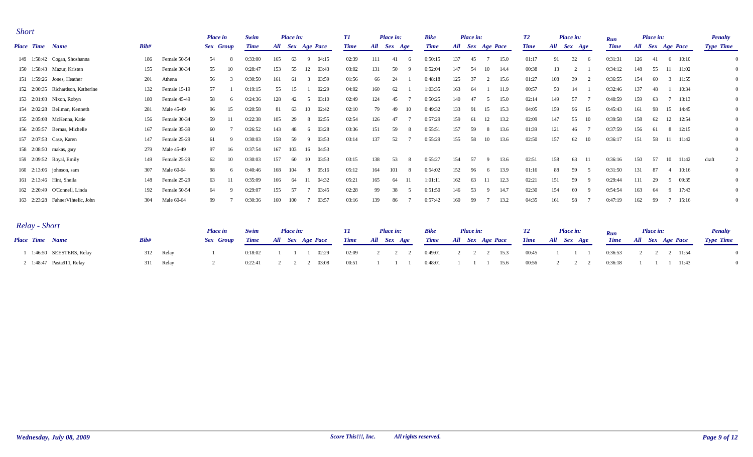## Short

| Place | Time | Name | Bib# | | Place in Sex | Place in Group | Swim Time | Place in: All | Sex | Age | Pace | T1 Time | Place in: All | Sex | Age | Bike Time | Place in: All | Sex | Age | Pace | T2 Time | Place in: All | Sex | Age | Run Time | Place in: All | Sex | Age | Pace | Penalty Type | Penalty Time |
|---|---|---|---|---|---|---|---|---|---|---|---|---|---|---|---|---|---|---|---|---|---|---|---|---|---|---|---|---|---|---|---|
| 149 | 1:58:42 | Cogan, Shoshanna | 186 | Female 50-54 | 54 | 8 | 0:33:00 | 165 | 63 | 9 | 04:15 | 02:39 | 111 | 41 | 6 | 0:50:15 | 137 | 45 | 7 | 15.0 | 01:17 | 91 | 32 | 6 | 0:31:31 | 126 | 41 | 6 | 10:10 | | 0 |
| 150 | 1:58:43 | Mazur, Kristen | 155 | Female 30-34 | 55 | 10 | 0:28:47 | 153 | 55 | 12 | 03:43 | 03:02 | 131 | 50 | 9 | 0:52:04 | 147 | 54 | 10 | 14.4 | 00:38 | 13 | 2 | 1 | 0:34:12 | 148 | 55 | 11 | 11:02 | | 0 |
| 151 | 1:59:26 | Jones, Heather | 201 | Athena | 56 | 3 | 0:30:50 | 161 | 61 | 3 | 03:59 | 01:56 | 66 | 24 | 1 | 0:48:18 | 125 | 37 | 2 | 15.6 | 01:27 | 108 | 39 | 2 | 0:36:55 | 154 | 60 | 3 | 11:55 | | 0 |
| 152 | 2:00:35 | Richardson, Katherine | 132 | Female 15-19 | 57 | 1 | 0:19:15 | 55 | 15 | 1 | 02:29 | 04:02 | 160 | 62 | 1 | 1:03:35 | 163 | 64 | 1 | 11.9 | 00:57 | 50 | 14 | 1 | 0:32:46 | 137 | 48 | 1 | 10:34 | | 0 |
| 153 | 2:01:03 | Nixon, Robyn | 180 | Female 45-49 | 58 | 6 | 0:24:36 | 128 | 42 | 5 | 03:10 | 02:49 | 124 | 45 | 7 | 0:50:25 | 140 | 47 | 5 | 15.0 | 02:14 | 149 | 57 | 7 | 0:40:59 | 159 | 63 | 7 | 13:13 | | 0 |
| 154 | 2:02:28 | Beilman, Kenneth | 281 | Male 45-49 | 96 | 15 | 0:20:58 | 81 | 63 | 10 | 02:42 | 02:10 | 79 | 49 | 10 | 0:49:32 | 133 | 91 | 15 | 15.3 | 04:05 | 159 | 96 | 15 | 0:45:43 | 161 | 98 | 15 | 14:45 | | 0 |
| 155 | 2:05:08 | McKenna, Katie | 156 | Female 30-34 | 59 | 11 | 0:22:38 | 105 | 29 | 8 | 02:55 | 02:54 | 126 | 47 | 7 | 0:57:29 | 159 | 61 | 12 | 13.2 | 02:09 | 147 | 55 | 10 | 0:39:58 | 158 | 62 | 12 | 12:54 | | 0 |
| 156 | 2:05:57 | Bernas, Michelle | 167 | Female 35-39 | 60 | 7 | 0:26:52 | 143 | 48 | 6 | 03:28 | 03:36 | 151 | 59 | 8 | 0:55:51 | 157 | 59 | 8 | 13.6 | 01:39 | 121 | 46 | 7 | 0:37:59 | 156 | 61 | 8 | 12:15 | | 0 |
| 157 | 2:07:53 | Case, Karen | 147 | Female 25-29 | 61 | 9 | 0:30:03 | 158 | 59 | 9 | 03:53 | 03:14 | 137 | 52 | 7 | 0:55:29 | 155 | 58 | 10 | 13.6 | 02:50 | 157 | 62 | 10 | 0:36:17 | 151 | 58 | 11 | 11:42 | | 0 |
| 158 | 2:08:50 | makas, gary | 279 | Male 45-49 | 97 | 16 | 0:37:54 | 167 | 103 | 16 | 04:53 | | | | | | | | | | | | | | | | | | | | 0 |
| 159 | 2:09:52 | Royal, Emily | 149 | Female 25-29 | 62 | 10 | 0:30:03 | 157 | 60 | 10 | 03:53 | 03:15 | 138 | 53 | 8 | 0:55:27 | 154 | 57 | 9 | 13.6 | 02:51 | 158 | 63 | 11 | 0:36:16 | 150 | 57 | 10 | 11:42 | draft | 2 |
| 160 | 2:13:06 | johnson, sam | 307 | Male 60-64 | 98 | 6 | 0:40:46 | 168 | 104 | 8 | 05:16 | 05:12 | 164 | 101 | 8 | 0:54:02 | 152 | 96 | 6 | 13.9 | 01:16 | 88 | 59 | 5 | 0:31:50 | 131 | 87 | 4 | 10:16 | | 0 |
| 161 | 2:13:46 | Hint, Sheila | 148 | Female 25-29 | 63 | 11 | 0:35:09 | 166 | 64 | 11 | 04:32 | 05:21 | 165 | 64 | 11 | 1:01:11 | 162 | 63 | 11 | 12.3 | 02:21 | 151 | 59 | 9 | 0:29:44 | 111 | 29 | 5 | 09:35 | | 0 |
| 162 | 2:20:49 | O'Connell, Linda | 192 | Female 50-54 | 64 | 9 | 0:29:07 | 155 | 57 | 7 | 03:45 | 02:28 | 99 | 38 | 5 | 0:51:50 | 146 | 53 | 9 | 14.7 | 02:30 | 154 | 60 | 9 | 0:54:54 | 163 | 64 | 9 | 17:43 | | 0 |
| 163 | 2:23:28 | FahnerVihtelic, John | 304 | Male 60-64 | 99 | 7 | 0:30:36 | 160 | 100 | 7 | 03:57 | 03:16 | 139 | 86 | 7 | 0:57:42 | 160 | 99 | 7 | 13.2 | 04:35 | 161 | 98 | 7 | 0:47:19 | 162 | 99 | 7 | 15:16 | | 0 |

## Relay - Short

| Place | Time | Name | Bib# | | Place in Sex | Place in Group | Swim Time | Place in: All | Sex | Age | Pace | T1 Time | Place in: All | Sex | Age | Bike Time | Place in: All | Sex | Age | Pace | T2 Time | Place in: All | Sex | Age | Run Time | Place in: All | Sex | Age | Pace | Penalty Type | Penalty Time |
|---|---|---|---|---|---|---|---|---|---|---|---|---|---|---|---|---|---|---|---|---|---|---|---|---|---|---|---|---|---|---|---|
| 1 | 1:46:50 | SEESTERS, Relay | 312 | Relay | 1 | | 0:18:02 | 1 | 1 | 1 | 02:29 | 02:09 | 2 | 2 | 2 | 0:49:01 | 2 | 2 | 2 | 15.3 | 00:45 | 1 | 1 | 1 | 0:36:53 | 2 | 2 | 2 | 11:54 | | 0 |
| 2 | 1:48:47 | Pasta911, Relay | 311 | Relay | 2 | | 0:22:41 | 2 | 2 | 2 | 03:08 | 00:51 | 1 | 1 | 1 | 0:48:01 | 1 | 1 | 1 | 15.6 | 00:56 | 2 | 2 | 2 | 0:36:18 | 1 | 1 | 1 | 11:43 | | 0 |

*Wednesday, July 08, 2009* *Score This!!!, Inc.* *All rights reserved.*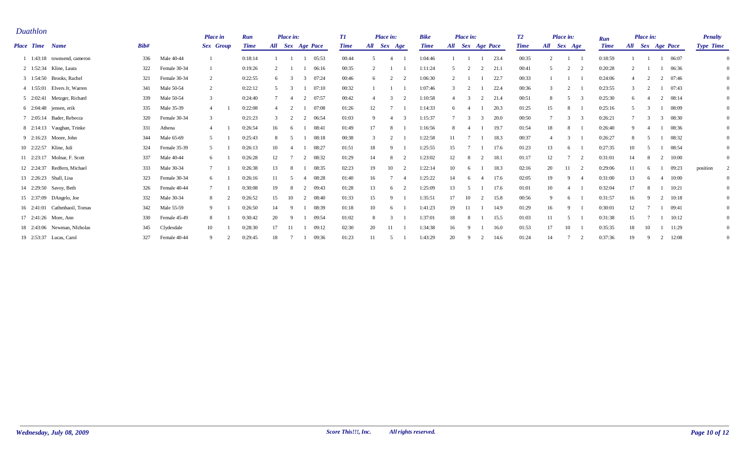## Duathlon

| Place | Time | Name | Bib# | | Place in Sex | Place in Group | Run Time | Place in: All | Sex | Age | Pace | T1 Time | Place in: All | Sex | Age | Bike Time | Place in: All | Sex | Age | Pace | T2 Time | Place in: All | Sex | Age | Run Time | Place in: All | Sex | Age | Pace | Penalty Type | Penalty Time |
|---|---|---|---|---|---|---|---|---|---|---|---|---|---|---|---|---|---|---|---|---|---|---|---|---|---|---|---|---|---|---|---|
| 1 | 1:43:18 | townsend, cameron | 336 | Male 40-44 | 1 | | 0:18:14 | 1 | 1 | 1 | 05:53 | 00:44 | 5 | 4 | 1 | 1:04:46 | 1 | 1 | 1 | 23.4 | 00:35 | 2 | 1 | 1 | 0:18:59 | 1 | 1 | 1 | 06:07 | | 0 |
| 2 | 1:52:34 | Kline, Laura | 322 | Female 30-34 | 1 | | 0:19:26 | 2 | 1 | 1 | 06:16 | 00:35 | 2 | 1 | 1 | 1:11:24 | 5 | 2 | 2 | 21.1 | 00:41 | 5 | 2 | 2 | 0:20:28 | 2 | 1 | 1 | 06:36 | | 0 |
| 3 | 1:54:50 | Brooks, Rachel | 321 | Female 30-34 | 2 | | 0:22:55 | 6 | 3 | 3 | 07:24 | 00:46 | 6 | 2 | 2 | 1:06:30 | 2 | 1 | 1 | 22.7 | 00:33 | 1 | 1 | 1 | 0:24:06 | 4 | 2 | 2 | 07:46 | | 0 |
| 4 | 1:55:01 | Elvers Jr, Warren | 341 | Male 50-54 | 2 | | 0:22:12 | 5 | 3 | 1 | 07:10 | 00:32 | 1 | 1 | 1 | 1:07:46 | 3 | 2 | 1 | 22.4 | 00:36 | 3 | 2 | 1 | 0:23:55 | 3 | 2 | 1 | 07:43 | | 0 |
| 5 | 2:02:41 | Metzger, Richard | 339 | Male 50-54 | 3 | | 0:24:40 | 7 | 4 | 2 | 07:57 | 00:42 | 4 | 3 | 2 | 1:10:58 | 4 | 3 | 2 | 21.4 | 00:51 | 8 | 5 | 3 | 0:25:30 | 6 | 4 | 2 | 08:14 | | 0 |
| 6 | 2:04:48 | jensen, erik | 335 | Male 35-39 | 4 | 1 | 0:22:08 | 4 | 2 | 1 | 07:08 | 01:26 | 12 | 7 | 1 | 1:14:33 | 6 | 4 | 1 | 20.3 | 01:25 | 15 | 8 | 1 | 0:25:16 | 5 | 3 | 1 | 08:09 | | 0 |
| 7 | 2:05:14 | Bader, Rebecca | 320 | Female 30-34 | 3 | | 0:21:23 | 3 | 2 | 2 | 06:54 | 01:03 | 9 | 4 | 3 | 1:15:37 | 7 | 3 | 3 | 20.0 | 00:50 | 7 | 3 | 3 | 0:26:21 | 7 | 3 | 3 | 08:30 | | 0 |
| 8 | 2:14:13 | Vaughan, Trinke | 331 | Athena | 4 | 1 | 0:26:54 | 16 | 6 | 1 | 08:41 | 01:49 | 17 | 8 | 1 | 1:16:56 | 8 | 4 | 1 | 19.7 | 01:54 | 18 | 8 | 1 | 0:26:40 | 9 | 4 | 1 | 08:36 | | 0 |
| 9 | 2:16:23 | Moore, John | 344 | Male 65-69 | 5 | 1 | 0:25:43 | 8 | 5 | 1 | 08:18 | 00:38 | 3 | 2 | 1 | 1:22:58 | 11 | 7 | 1 | 18.3 | 00:37 | 4 | 3 | 1 | 0:26:27 | 8 | 5 | 1 | 08:32 | | 0 |
| 10 | 2:22:57 | Kline, Juli | 324 | Female 35-39 | 5 | 1 | 0:26:13 | 10 | 4 | 1 | 08:27 | 01:51 | 18 | 9 | 1 | 1:25:55 | 15 | 7 | 1 | 17.6 | 01:23 | 13 | 6 | 1 | 0:27:35 | 10 | 5 | 1 | 08:54 | | 0 |
| 11 | 2:23:17 | Molnar, F. Scott | 337 | Male 40-44 | 6 | 1 | 0:26:28 | 12 | 7 | 2 | 08:32 | 01:29 | 14 | 8 | 2 | 1:23:02 | 12 | 8 | 2 | 18.1 | 01:17 | 12 | 7 | 2 | 0:31:01 | 14 | 8 | 2 | 10:00 | | 0 |
| 12 | 2:24:37 | Redfern, Michael | 333 | Male 30-34 | 7 | 1 | 0:26:38 | 13 | 8 | 1 | 08:35 | 02:23 | 19 | 10 | 2 | 1:22:14 | 10 | 6 | 1 | 18.3 | 02:16 | 20 | 11 | 2 | 0:29:06 | 11 | 6 | 1 | 09:23 | position | 2 |
| 13 | 2:26:23 | Shall, Lisa | 323 | Female 30-34 | 6 | 1 | 0:26:16 | 11 | 5 | 4 | 08:28 | 01:40 | 16 | 7 | 4 | 1:25:22 | 14 | 6 | 4 | 17.6 | 02:05 | 19 | 9 | 4 | 0:31:00 | 13 | 6 | 4 | 10:00 | | 0 |
| 14 | 2:29:50 | Savoy, Beth | 326 | Female 40-44 | 7 | 1 | 0:30:08 | 19 | 8 | 2 | 09:43 | 01:28 | 13 | 6 | 2 | 1:25:09 | 13 | 5 | 1 | 17.6 | 01:01 | 10 | 4 | 1 | 0:32:04 | 17 | 8 | 1 | 10:21 | | 0 |
| 15 | 2:37:09 | DAngelo, Joe | 332 | Male 30-34 | 8 | 2 | 0:26:52 | 15 | 10 | 2 | 08:40 | 01:33 | 15 | 9 | 1 | 1:35:51 | 17 | 10 | 2 | 15.8 | 00:56 | 9 | 6 | 1 | 0:31:57 | 16 | 9 | 2 | 10:18 | | 0 |
| 16 | 2:41:01 | Cathmhaoil, Tomas | 342 | Male 55-59 | 9 | 1 | 0:26:50 | 14 | 9 | 1 | 08:39 | 01:18 | 10 | 6 | 1 | 1:41:23 | 19 | 11 | 1 | 14.9 | 01:29 | 16 | 9 | 1 | 0:30:01 | 12 | 7 | 1 | 09:41 | | 0 |
| 17 | 2:41:26 | More, Ann | 330 | Female 45-49 | 8 | 1 | 0:30:42 | 20 | 9 | 1 | 09:54 | 01:02 | 8 | 3 | 1 | 1:37:01 | 18 | 8 | 1 | 15.5 | 01:03 | 11 | 5 | 1 | 0:31:38 | 15 | 7 | 1 | 10:12 | | 0 |
| 18 | 2:43:06 | Newman, NIcholas | 345 | Clydesdale | 10 | 1 | 0:28:30 | 17 | 11 | 1 | 09:12 | 02:30 | 20 | 11 | 1 | 1:34:38 | 16 | 9 | 1 | 16.0 | 01:53 | 17 | 10 | 1 | 0:35:35 | 18 | 10 | 1 | 11:29 | | 0 |
| 19 | 2:53:37 | Lucas, Carol | 327 | Female 40-44 | 9 | 2 | 0:29:45 | 18 | 7 | 1 | 09:36 | 01:23 | 11 | 5 | 1 | 1:43:29 | 20 | 9 | 2 | 14.6 | 01:24 | 14 | 7 | 2 | 0:37:36 | 19 | 9 | 2 | 12:08 | | 0 |

*Wednesday, July 08, 2009* — *Score This!!!, Inc. All rights reserved.*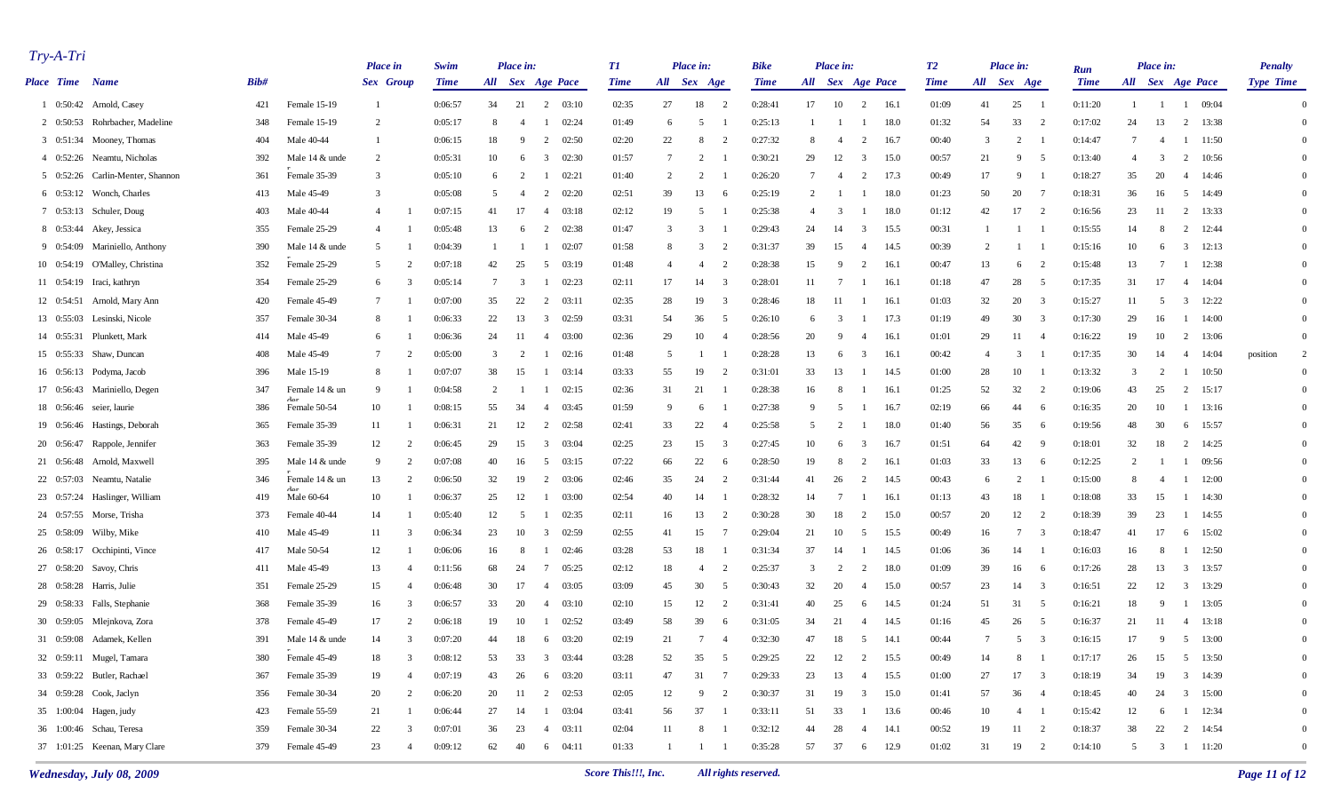# Try-A-Tri

| Place | Time | Name | Bib# | | Place in Sex | Place in Group | Swim Time | Place in: All | Sex | Age | Pace | T1 Time | Place in: All | Sex | Age | Bike Time | Place in: All | Sex | Age | Pace | T2 Time | Place in: All | Sex | Age | Run Time | Place in: All | Sex | Age | Pace | Penalty Type | Time |
|---|---|---|---|---|---|---|---|---|---|---|---|---|---|---|---|---|---|---|---|---|---|---|---|---|---|---|---|---|---|---|---|
| 1 | 0:50:42 | Arnold, Casey | 421 | Female 15-19 | 1 | | 0:06:57 | 34 | 21 | 2 | 03:10 | 02:35 | 27 | 18 | 2 | 0:28:41 | 17 | 10 | 2 | 16.1 | 01:09 | 41 | 25 | 1 | 0:11:20 | 1 | 1 | 1 | 09:04 | | 0 |
| 2 | 0:50:53 | Rohrbacher, Madeline | 348 | Female 15-19 | 2 | | 0:05:17 | 8 | 4 | 1 | 02:24 | 01:49 | 6 | 5 | 1 | 0:25:13 | 1 | 1 | 1 | 18.0 | 01:32 | 54 | 33 | 2 | 0:17:02 | 24 | 13 | 2 | 13:38 | | 0 |
| 3 | 0:51:34 | Mooney, Thomas | 404 | Male 40-44 | 1 | | 0:06:15 | 18 | 9 | 2 | 02:50 | 02:20 | 22 | 8 | 2 | 0:27:32 | 8 | 4 | 2 | 16.7 | 00:40 | 3 | 2 | 1 | 0:14:47 | 7 | 4 | 1 | 11:50 | | 0 |
| 4 | 0:52:26 | Neamtu, Nicholas | 392 | Male 14 & under | 2 | | 0:05:31 | 10 | 6 | 3 | 02:30 | 01:57 | 7 | 2 | 1 | 0:30:21 | 29 | 12 | 3 | 15.0 | 00:57 | 21 | 9 | 5 | 0:13:40 | 4 | 3 | 2 | 10:56 | | 0 |
| 5 | 0:52:26 | Carlin-Menter, Shannon | 361 | Female 35-39 | 3 | | 0:05:10 | 6 | 2 | 1 | 02:21 | 01:40 | 2 | 2 | 1 | 0:26:20 | 7 | 4 | 2 | 17.3 | 00:49 | 17 | 9 | 1 | 0:18:27 | 35 | 20 | 4 | 14:46 | | 0 |
| 6 | 0:53:12 | Wonch, Charles | 413 | Male 45-49 | 3 | | 0:05:08 | 5 | 4 | 2 | 02:20 | 02:51 | 39 | 13 | 6 | 0:25:19 | 2 | 1 | 1 | 18.0 | 01:23 | 50 | 20 | 7 | 0:18:31 | 36 | 16 | 5 | 14:49 | | 0 |
| 7 | 0:53:13 | Schuler, Doug | 403 | Male 40-44 | 4 | 1 | 0:07:15 | 41 | 17 | 4 | 03:18 | 02:12 | 19 | 5 | 1 | 0:25:38 | 4 | 3 | 1 | 18.0 | 01:12 | 42 | 17 | 2 | 0:16:56 | 23 | 11 | 2 | 13:33 | | 0 |
| 8 | 0:53:44 | Akey, Jessica | 355 | Female 25-29 | 4 | 1 | 0:05:48 | 13 | 6 | 2 | 02:38 | 01:47 | 3 | 3 | 1 | 0:29:43 | 24 | 14 | 3 | 15.5 | 00:31 | 1 | 1 | 1 | 0:15:55 | 14 | 8 | 2 | 12:44 | | 0 |
| 9 | 0:54:09 | Mariniello, Anthony | 390 | Male 14 & under | 5 | 1 | 0:04:39 | 1 | 1 | 1 | 02:07 | 01:58 | 8 | 3 | 2 | 0:31:37 | 39 | 15 | 4 | 14.5 | 00:39 | 2 | 1 | 1 | 0:15:16 | 10 | 6 | 3 | 12:13 | | 0 |
| 10 | 0:54:19 | O'Malley, Christina | 352 | Female 25-29 | 5 | 2 | 0:07:18 | 42 | 25 | 5 | 03:19 | 01:48 | 4 | 4 | 2 | 0:28:38 | 15 | 9 | 2 | 16.1 | 00:47 | 13 | 6 | 2 | 0:15:48 | 13 | 7 | 1 | 12:38 | | 0 |
| 11 | 0:54:19 | Iraci, kathryn | 354 | Female 25-29 | 6 | 3 | 0:05:14 | 7 | 3 | 1 | 02:23 | 02:11 | 17 | 14 | 3 | 0:28:01 | 11 | 7 | 1 | 16.1 | 01:18 | 47 | 28 | 5 | 0:17:35 | 31 | 17 | 4 | 14:04 | | 0 |
| 12 | 0:54:51 | Arnold, Mary Ann | 420 | Female 45-49 | 7 | 1 | 0:07:00 | 35 | 22 | 2 | 03:11 | 02:35 | 28 | 19 | 3 | 0:28:46 | 18 | 11 | 1 | 16.1 | 01:03 | 32 | 20 | 3 | 0:15:27 | 11 | 5 | 3 | 12:22 | | 0 |
| 13 | 0:55:03 | Lesinski, Nicole | 357 | Female 30-34 | 8 | 1 | 0:06:33 | 22 | 13 | 3 | 02:59 | 03:31 | 54 | 36 | 5 | 0:26:10 | 6 | 3 | 1 | 17.3 | 01:19 | 49 | 30 | 3 | 0:17:30 | 29 | 16 | 1 | 14:00 | | 0 |
| 14 | 0:55:31 | Plunkett, Mark | 414 | Male 45-49 | 6 | 1 | 0:06:36 | 24 | 11 | 4 | 03:00 | 02:36 | 29 | 10 | 4 | 0:28:56 | 20 | 9 | 4 | 16.1 | 01:01 | 29 | 11 | 4 | 0:16:22 | 19 | 10 | 2 | 13:06 | | 0 |
| 15 | 0:55:33 | Shaw, Duncan | 408 | Male 45-49 | 7 | 2 | 0:05:00 | 3 | 2 | 1 | 02:16 | 01:48 | 5 | 1 | 1 | 0:28:28 | 13 | 6 | 3 | 16.1 | 00:42 | 4 | 3 | 1 | 0:17:35 | 30 | 14 | 4 | 14:04 | position | 2 |
| 16 | 0:56:13 | Podyma, Jacob | 396 | Male 15-19 | 8 | 1 | 0:07:07 | 38 | 15 | 1 | 03:14 | 03:33 | 55 | 19 | 2 | 0:31:01 | 33 | 13 | 1 | 14.5 | 01:00 | 28 | 10 | 1 | 0:13:32 | 3 | 2 | 1 | 10:50 | | 0 |
| 17 | 0:56:43 | Mariniello, Degen | 347 | Female 14 & under | 9 | 1 | 0:04:58 | 2 | 1 | 1 | 02:15 | 02:36 | 31 | 21 | 1 | 0:28:38 | 16 | 8 | 1 | 16.1 | 01:25 | 52 | 32 | 2 | 0:19:06 | 43 | 25 | 2 | 15:17 | | 0 |
| 18 | 0:56:46 | seier, laurie | 386 | Female 50-54 | 10 | 1 | 0:08:15 | 55 | 34 | 4 | 03:45 | 01:59 | 9 | 6 | 1 | 0:27:38 | 9 | 5 | 1 | 16.7 | 02:19 | 66 | 44 | 6 | 0:16:35 | 20 | 10 | 1 | 13:16 | | 0 |
| 19 | 0:56:46 | Hastings, Deborah | 365 | Female 35-39 | 11 | 1 | 0:06:31 | 21 | 12 | 2 | 02:58 | 02:41 | 33 | 22 | 4 | 0:25:58 | 5 | 2 | 1 | 18.0 | 01:40 | 56 | 35 | 6 | 0:19:56 | 48 | 30 | 6 | 15:57 | | 0 |
| 20 | 0:56:47 | Rappole, Jennifer | 363 | Female 35-39 | 12 | 2 | 0:06:45 | 29 | 15 | 3 | 03:04 | 02:25 | 23 | 15 | 3 | 0:27:45 | 10 | 6 | 3 | 16.7 | 01:51 | 64 | 42 | 9 | 0:18:01 | 32 | 18 | 2 | 14:25 | | 0 |
| 21 | 0:56:48 | Arnold, Maxwell | 395 | Male 14 & under | 9 | 2 | 0:07:08 | 40 | 16 | 5 | 03:15 | 07:22 | 66 | 22 | 6 | 0:28:50 | 19 | 8 | 2 | 16.1 | 01:03 | 33 | 13 | 6 | 0:12:25 | 2 | 1 | 1 | 09:56 | | 0 |
| 22 | 0:57:03 | Neamtu, Natalie | 346 | Female 14 & under | 13 | 2 | 0:06:50 | 32 | 19 | 2 | 03:06 | 02:46 | 35 | 24 | 2 | 0:31:44 | 41 | 26 | 2 | 14.5 | 00:43 | 6 | 2 | 1 | 0:15:00 | 8 | 4 | 1 | 12:00 | | 0 |
| 23 | 0:57:24 | Haslinger, William | 419 | Male 60-64 | 10 | 1 | 0:06:37 | 25 | 12 | 1 | 03:00 | 02:54 | 40 | 14 | 1 | 0:28:32 | 14 | 7 | 1 | 16.1 | 01:13 | 43 | 18 | 1 | 0:18:08 | 33 | 15 | 1 | 14:30 | | 0 |
| 24 | 0:57:55 | Morse, Trisha | 373 | Female 40-44 | 14 | 1 | 0:05:40 | 12 | 5 | 1 | 02:35 | 02:11 | 16 | 13 | 2 | 0:30:28 | 30 | 18 | 2 | 15.0 | 00:57 | 20 | 12 | 2 | 0:18:39 | 39 | 23 | 1 | 14:55 | | 0 |
| 25 | 0:58:09 | Wilby, Mike | 410 | Male 45-49 | 11 | 3 | 0:06:34 | 23 | 10 | 3 | 02:59 | 02:55 | 41 | 15 | 7 | 0:29:04 | 21 | 10 | 5 | 15.5 | 00:49 | 16 | 7 | 3 | 0:18:47 | 41 | 17 | 6 | 15:02 | | 0 |
| 26 | 0:58:17 | Occhipinti, Vince | 417 | Male 50-54 | 12 | 1 | 0:06:06 | 16 | 8 | 1 | 02:46 | 03:28 | 53 | 18 | 1 | 0:31:34 | 37 | 14 | 1 | 14.5 | 01:06 | 36 | 14 | 1 | 0:16:03 | 16 | 8 | 1 | 12:50 | | 0 |
| 27 | 0:58:20 | Savoy, Chris | 411 | Male 45-49 | 13 | 4 | 0:11:56 | 68 | 24 | 7 | 05:25 | 02:12 | 18 | 4 | 2 | 0:25:37 | 3 | 2 | 2 | 18.0 | 01:09 | 39 | 16 | 6 | 0:17:26 | 28 | 13 | 3 | 13:57 | | 0 |
| 28 | 0:58:28 | Harris, Julie | 351 | Female 25-29 | 15 | 4 | 0:06:48 | 30 | 17 | 4 | 03:05 | 03:09 | 45 | 30 | 5 | 0:30:43 | 32 | 20 | 4 | 15.0 | 00:57 | 23 | 14 | 3 | 0:16:51 | 22 | 12 | 3 | 13:29 | | 0 |
| 29 | 0:58:33 | Falls, Stephanie | 368 | Female 35-39 | 16 | 3 | 0:06:57 | 33 | 20 | 4 | 03:10 | 02:10 | 15 | 12 | 2 | 0:31:41 | 40 | 25 | 6 | 14.5 | 01:24 | 51 | 31 | 5 | 0:16:21 | 18 | 9 | 1 | 13:05 | | 0 |
| 30 | 0:59:05 | Mlejnkova, Zora | 378 | Female 45-49 | 17 | 2 | 0:06:18 | 19 | 10 | 1 | 02:52 | 03:49 | 58 | 39 | 6 | 0:31:05 | 34 | 21 | 4 | 14.5 | 01:16 | 45 | 26 | 5 | 0:16:37 | 21 | 11 | 4 | 13:18 | | 0 |
| 31 | 0:59:08 | Adamek, Kellen | 391 | Male 14 & under | 14 | 3 | 0:07:20 | 44 | 18 | 6 | 03:20 | 02:19 | 21 | 7 | 4 | 0:32:30 | 47 | 18 | 5 | 14.1 | 00:44 | 7 | 5 | 3 | 0:16:15 | 17 | 9 | 5 | 13:00 | | 0 |
| 32 | 0:59:11 | Mugel, Tamara | 380 | Female 45-49 | 18 | 3 | 0:08:12 | 53 | 33 | 3 | 03:44 | 03:28 | 52 | 35 | 5 | 0:29:25 | 22 | 12 | 2 | 15.5 | 00:49 | 14 | 8 | 1 | 0:17:17 | 26 | 15 | 5 | 13:50 | | 0 |
| 33 | 0:59:22 | Butler, Rachael | 367 | Female 35-39 | 19 | 4 | 0:07:19 | 43 | 26 | 6 | 03:20 | 03:11 | 47 | 31 | 7 | 0:29:33 | 23 | 13 | 4 | 15.5 | 01:00 | 27 | 17 | 3 | 0:18:19 | 34 | 19 | 3 | 14:39 | | 0 |
| 34 | 0:59:28 | Cook, Jaclyn | 356 | Female 30-34 | 20 | 2 | 0:06:20 | 20 | 11 | 2 | 02:53 | 02:05 | 12 | 9 | 2 | 0:30:37 | 31 | 19 | 3 | 15.0 | 01:41 | 57 | 36 | 4 | 0:18:45 | 40 | 24 | 3 | 15:00 | | 0 |
| 35 | 1:00:04 | Hagen, judy | 423 | Female 55-59 | 21 | 1 | 0:06:44 | 27 | 14 | 1 | 03:04 | 03:41 | 56 | 37 | 1 | 0:33:11 | 51 | 33 | 1 | 13.6 | 00:46 | 10 | 4 | 1 | 0:15:42 | 12 | 6 | 1 | 12:34 | | 0 |
| 36 | 1:00:46 | Schau, Teresa | 359 | Female 30-34 | 22 | 3 | 0:07:01 | 36 | 23 | 4 | 03:11 | 02:04 | 11 | 8 | 1 | 0:32:12 | 44 | 28 | 4 | 14.1 | 00:52 | 19 | 11 | 2 | 0:18:37 | 38 | 22 | 2 | 14:54 | | 0 |
| 37 | 1:01:25 | Keenan, Mary Clare | 379 | Female 45-49 | 23 | 4 | 0:09:12 | 62 | 40 | 6 | 04:11 | 01:33 | 1 | 1 | 1 | 0:35:28 | 57 | 37 | 6 | 12.9 | 01:02 | 31 | 19 | 2 | 0:14:10 | 5 | 3 | 1 | 11:20 | | 0 |

*Wednesday, July 08, 2009* — *Score This!!!, Inc.* — *All rights reserved.*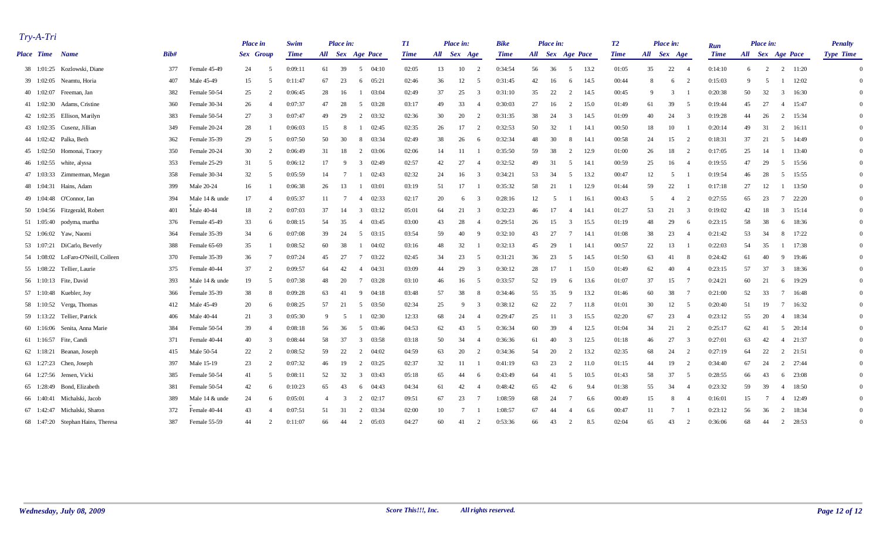# Try-A-Tri

| Place | Time | Name | Bib# | | Place in Sex | Place in Group | Swim Time | Place in: All | Sex | Age | Pace | T1 Time | Place in: All | Sex | Age | Bike Time | Place in: All | Sex | Age | Pace | T2 Time | Place in: All | Sex | Age | Run Time | Place in: All | Sex | Age | Pace | Penalty Type | Penalty Time |
|---|---|---|---|---|---|---|---|---|---|---|---|---|---|---|---|---|---|---|---|---|---|---|---|---|---|---|---|---|---|---|---|
| 38 | 1:01:25 | Kozlowski, Diane | 377 | Female 45-49 | 24 | 5 | 0:09:11 | 61 | 39 | 5 | 04:10 | 02:05 | 13 | 10 | 2 | 0:34:54 | 56 | 36 | 5 | 13.2 | 01:05 | 35 | 22 | 4 | 0:14:10 | 6 | 2 | 2 | 11:20 | | 0 |
| 39 | 1:02:05 | Neamtu, Horia | 407 | Male 45-49 | 15 | 5 | 0:11:47 | 67 | 23 | 6 | 05:21 | 02:46 | 36 | 12 | 5 | 0:31:45 | 42 | 16 | 6 | 14.5 | 00:44 | 8 | 6 | 2 | 0:15:03 | 9 | 5 | 1 | 12:02 | | 0 |
| 40 | 1:02:07 | Freeman, Jan | 382 | Female 50-54 | 25 | 2 | 0:06:45 | 28 | 16 | 1 | 03:04 | 02:49 | 37 | 25 | 3 | 0:31:10 | 35 | 22 | 2 | 14.5 | 00:45 | 9 | 3 | 1 | 0:20:38 | 50 | 32 | 3 | 16:30 | | 0 |
| 41 | 1:02:30 | Adams, Cristine | 360 | Female 30-34 | 26 | 4 | 0:07:37 | 47 | 28 | 5 | 03:28 | 03:17 | 49 | 33 | 4 | 0:30:03 | 27 | 16 | 2 | 15.0 | 01:49 | 61 | 39 | 5 | 0:19:44 | 45 | 27 | 4 | 15:47 | | 0 |
| 42 | 1:02:35 | Ellison, Marilyn | 383 | Female 50-54 | 27 | 3 | 0:07:47 | 49 | 29 | 2 | 03:32 | 02:36 | 30 | 20 | 2 | 0:31:35 | 38 | 24 | 3 | 14.5 | 01:09 | 40 | 24 | 3 | 0:19:28 | 44 | 26 | 2 | 15:34 | | 0 |
| 43 | 1:02:35 | Cusenz, Jillian | 349 | Female 20-24 | 28 | 1 | 0:06:03 | 15 | 8 | 1 | 02:45 | 02:35 | 26 | 17 | 2 | 0:32:53 | 50 | 32 | 1 | 14.1 | 00:50 | 18 | 10 | 1 | 0:20:14 | 49 | 31 | 2 | 16:11 | | 0 |
| 44 | 1:02:42 | Palka, Beth | 362 | Female 35-39 | 29 | 5 | 0:07:50 | 50 | 30 | 8 | 03:34 | 02:49 | 38 | 26 | 6 | 0:32:34 | 48 | 30 | 8 | 14.1 | 00:58 | 24 | 15 | 2 | 0:18:31 | 37 | 21 | 5 | 14:49 | | 0 |
| 45 | 1:02:50 | Homonai, Tracey | 350 | Female 20-24 | 30 | 2 | 0:06:49 | 31 | 18 | 2 | 03:06 | 02:06 | 14 | 11 | 1 | 0:35:50 | 59 | 38 | 2 | 12.9 | 01:00 | 26 | 18 | 2 | 0:17:05 | 25 | 14 | 1 | 13:40 | | 0 |
| 46 | 1:02:55 | white, alyssa | 353 | Female 25-29 | 31 | 5 | 0:06:12 | 17 | 9 | 3 | 02:49 | 02:57 | 42 | 27 | 4 | 0:32:52 | 49 | 31 | 5 | 14.1 | 00:59 | 25 | 16 | 4 | 0:19:55 | 47 | 29 | 5 | 15:56 | | 0 |
| 47 | 1:03:33 | Zimmerman, Megan | 358 | Female 30-34 | 32 | 5 | 0:05:59 | 14 | 7 | 1 | 02:43 | 02:32 | 24 | 16 | 3 | 0:34:21 | 53 | 34 | 5 | 13.2 | 00:47 | 12 | 5 | 1 | 0:19:54 | 46 | 28 | 5 | 15:55 | | 0 |
| 48 | 1:04:31 | Hains, Adam | 399 | Male 20-24 | 16 | 1 | 0:06:38 | 26 | 13 | 1 | 03:01 | 03:19 | 51 | 17 | 1 | 0:35:32 | 58 | 21 | 1 | 12.9 | 01:44 | 59 | 22 | 1 | 0:17:18 | 27 | 12 | 1 | 13:50 | | 0 |
| 49 | 1:04:48 | O'Connor, Ian | 394 | Male 14 & under | 17 | 4 | 0:05:37 | 11 | 7 | 4 | 02:33 | 02:17 | 20 | 6 | 3 | 0:28:16 | 12 | 5 | 1 | 16.1 | 00:43 | 5 | 4 | 2 | 0:27:55 | 65 | 23 | 7 | 22:20 | | 0 |
| 50 | 1:04:56 | Fitzgerald, Robert | 401 | Male 40-44 | 18 | 2 | 0:07:03 | 37 | 14 | 3 | 03:12 | 05:01 | 64 | 21 | 3 | 0:32:23 | 46 | 17 | 4 | 14.1 | 01:27 | 53 | 21 | 3 | 0:19:02 | 42 | 18 | 3 | 15:14 | | 0 |
| 51 | 1:05:40 | podyma, martha | 376 | Female 45-49 | 33 | 6 | 0:08:15 | 54 | 35 | 4 | 03:45 | 03:00 | 43 | 28 | 4 | 0:29:51 | 26 | 15 | 3 | 15.5 | 01:19 | 48 | 29 | 6 | 0:23:15 | 58 | 38 | 6 | 18:36 | | 0 |
| 52 | 1:06:02 | Yaw, Naomi | 364 | Female 35-39 | 34 | 6 | 0:07:08 | 39 | 24 | 5 | 03:15 | 03:54 | 59 | 40 | 9 | 0:32:10 | 43 | 27 | 7 | 14.1 | 01:08 | 38 | 23 | 4 | 0:21:42 | 53 | 34 | 8 | 17:22 | | 0 |
| 53 | 1:07:21 | DiCarlo, Beverly | 388 | Female 65-69 | 35 | 1 | 0:08:52 | 60 | 38 | 1 | 04:02 | 03:16 | 48 | 32 | 1 | 0:32:13 | 45 | 29 | 1 | 14.1 | 00:57 | 22 | 13 | 1 | 0:22:03 | 54 | 35 | 1 | 17:38 | | 0 |
| 54 | 1:08:02 | LoFaro-O'Neill, Colleen | 370 | Female 35-39 | 36 | 7 | 0:07:24 | 45 | 27 | 7 | 03:22 | 02:45 | 34 | 23 | 5 | 0:31:21 | 36 | 23 | 5 | 14.5 | 01:50 | 63 | 41 | 8 | 0:24:42 | 61 | 40 | 9 | 19:46 | | 0 |
| 55 | 1:08:22 | Tellier, Laurie | 375 | Female 40-44 | 37 | 2 | 0:09:57 | 64 | 42 | 4 | 04:31 | 03:09 | 44 | 29 | 3 | 0:30:12 | 28 | 17 | 1 | 15.0 | 01:49 | 62 | 40 | 4 | 0:23:15 | 57 | 37 | 3 | 18:36 | | 0 |
| 56 | 1:10:13 | Fite, David | 393 | Male 14 & under | 19 | 5 | 0:07:38 | 48 | 20 | 7 | 03:28 | 03:10 | 46 | 16 | 5 | 0:33:57 | 52 | 19 | 6 | 13.6 | 01:07 | 37 | 15 | 7 | 0:24:21 | 60 | 21 | 6 | 19:29 | | 0 |
| 57 | 1:10:48 | Kuebler, Joy | 366 | Female 35-39 | 38 | 8 | 0:09:28 | 63 | 41 | 9 | 04:18 | 03:48 | 57 | 38 | 8 | 0:34:46 | 55 | 35 | 9 | 13.2 | 01:46 | 60 | 38 | 7 | 0:21:00 | 52 | 33 | 7 | 16:48 | | 0 |
| 58 | 1:10:52 | Verga, Thomas | 412 | Male 45-49 | 20 | 6 | 0:08:25 | 57 | 21 | 5 | 03:50 | 02:34 | 25 | 9 | 3 | 0:38:12 | 62 | 22 | 7 | 11.8 | 01:01 | 30 | 12 | 5 | 0:20:40 | 51 | 19 | 7 | 16:32 | | 0 |
| 59 | 1:13:22 | Tellier, Patrick | 406 | Male 40-44 | 21 | 3 | 0:05:30 | 9 | 5 | 1 | 02:30 | 12:33 | 68 | 24 | 4 | 0:29:47 | 25 | 11 | 3 | 15.5 | 02:20 | 67 | 23 | 4 | 0:23:12 | 55 | 20 | 4 | 18:34 | | 0 |
| 60 | 1:16:06 | Senita, Anna Marie | 384 | Female 50-54 | 39 | 4 | 0:08:18 | 56 | 36 | 5 | 03:46 | 04:53 | 62 | 43 | 5 | 0:36:34 | 60 | 39 | 4 | 12.5 | 01:04 | 34 | 21 | 2 | 0:25:17 | 62 | 41 | 5 | 20:14 | | 0 |
| 61 | 1:16:57 | Fite, Candi | 371 | Female 40-44 | 40 | 3 | 0:08:44 | 58 | 37 | 3 | 03:58 | 03:18 | 50 | 34 | 4 | 0:36:36 | 61 | 40 | 3 | 12.5 | 01:18 | 46 | 27 | 3 | 0:27:01 | 63 | 42 | 4 | 21:37 | | 0 |
| 62 | 1:18:21 | Beanan, Joseph | 415 | Male 50-54 | 22 | 2 | 0:08:52 | 59 | 22 | 2 | 04:02 | 04:59 | 63 | 20 | 2 | 0:34:36 | 54 | 20 | 2 | 13.2 | 02:35 | 68 | 24 | 2 | 0:27:19 | 64 | 22 | 2 | 21:51 | | 0 |
| 63 | 1:27:23 | Chen, Joseph | 397 | Male 15-19 | 23 | 2 | 0:07:32 | 46 | 19 | 2 | 03:25 | 02:37 | 32 | 11 | 1 | 0:41:19 | 63 | 23 | 2 | 11.0 | 01:15 | 44 | 19 | 2 | 0:34:40 | 67 | 24 | 2 | 27:44 | | 0 |
| 64 | 1:27:56 | Jensen, Vicki | 385 | Female 50-54 | 41 | 5 | 0:08:11 | 52 | 32 | 3 | 03:43 | 05:18 | 65 | 44 | 6 | 0:43:49 | 64 | 41 | 5 | 10.5 | 01:43 | 58 | 37 | 5 | 0:28:55 | 66 | 43 | 6 | 23:08 | | 0 |
| 65 | 1:28:49 | Bond, Elizabeth | 381 | Female 50-54 | 42 | 6 | 0:10:23 | 65 | 43 | 6 | 04:43 | 04:34 | 61 | 42 | 4 | 0:48:42 | 65 | 42 | 6 | 9.4 | 01:38 | 55 | 34 | 4 | 0:23:32 | 59 | 39 | 4 | 18:50 | | 0 |
| 66 | 1:40:41 | Michalski, Jacob | 389 | Male 14 & under | 24 | 6 | 0:05:01 | 4 | 3 | 2 | 02:17 | 09:51 | 67 | 23 | 7 | 1:08:59 | 68 | 24 | 7 | 6.6 | 00:49 | 15 | 8 | 4 | 0:16:01 | 15 | 7 | 4 | 12:49 | | 0 |
| 67 | 1:42:47 | Michalski, Sharon | 372 | Female 40-44 | 43 | 4 | 0:07:51 | 51 | 31 | 2 | 03:34 | 02:00 | 10 | 7 | 1 | 1:08:57 | 67 | 44 | 4 | 6.6 | 00:47 | 11 | 7 | 1 | 0:23:12 | 56 | 36 | 2 | 18:34 | | 0 |
| 68 | 1:47:20 | Stephan Hains, Theresa | 387 | Female 55-59 | 44 | 2 | 0:11:07 | 66 | 44 | 2 | 05:03 | 04:27 | 60 | 41 | 2 | 0:53:36 | 66 | 43 | 2 | 8.5 | 02:04 | 65 | 43 | 2 | 0:36:06 | 68 | 44 | 2 | 28:53 | | 0 |

*Wednesday, July 08, 2009* &nbsp;&nbsp; *Score This!!!, Inc.* &nbsp;&nbsp; *All rights reserved.*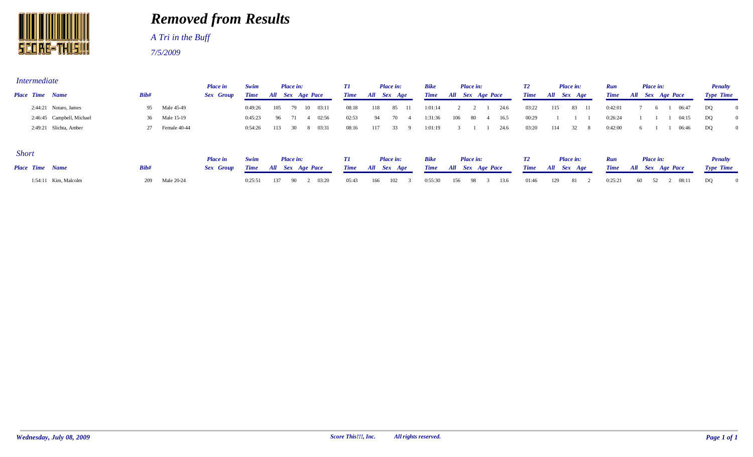# Removed from Results

*A Tri in the Buff*

*7/5/2009*

## Intermediate

| Place | Time | Name | Bib# | | Place in Sex | Place in Group | Swim Time | Swim All | Swim Sex | Swim Age | Swim Pace | T1 Time | T1 All | T1 Sex | T1 Age | Bike Time | Bike All | Bike Sex | Bike Age | Bike Pace | T2 Time | T2 All | T2 Sex | T2 Age | Run Time | Run All | Run Sex | Run Age | Run Pace | Penalty Type | Penalty Time |
|---|---|---|---|---|---|---|---|---|---|---|---|---|---|---|---|---|---|---|---|---|---|---|---|---|---|---|---|---|---|---|---|
| | 2:44:21 | Notaro, James | 95 | Male 45-49 | | | 0:49:26 | 105 | 79 | 10 | 03:11 | 08:18 | 118 | 85 | 11 | 1:01:14 | 2 | 2 | 1 | 24.6 | 03:22 | 115 | 83 | 11 | 0:42:01 | 7 | 6 | 1 | 06:47 | DQ | 0 |
| | 2:46:45 | Campbell, Michael | 36 | Male 15-19 | | | 0:45:23 | 96 | 71 | 4 | 02:56 | 02:53 | 94 | 70 | 4 | 1:31:36 | 106 | 80 | 4 | 16.5 | 00:29 | 1 | 1 | 1 | 0:26:24 | 1 | 1 | 1 | 04:15 | DQ | 0 |
| | 2:49:21 | Slichta, Amber | 27 | Female 40-44 | | | 0:54:26 | 113 | 30 | 8 | 03:31 | 08:16 | 117 | 33 | 9 | 1:01:19 | 3 | 1 | 1 | 24.6 | 03:20 | 114 | 32 | 8 | 0:42:00 | 6 | 1 | 1 | 06:46 | DQ | 0 |

## Short

| Place | Time | Name | Bib# | | Place in Sex | Place in Group | Swim Time | Swim All | Swim Sex | Swim Age | Swim Pace | T1 Time | T1 All | T1 Sex | T1 Age | Bike Time | Bike All | Bike Sex | Bike Age | Bike Pace | T2 Time | T2 All | T2 Sex | T2 Age | Run Time | Run All | Run Sex | Run Age | Run Pace | Penalty Type | Penalty Time |
|---|---|---|---|---|---|---|---|---|---|---|---|---|---|---|---|---|---|---|---|---|---|---|---|---|---|---|---|---|---|---|---|
| | 1:54:11 | Kim, Malcolm | 209 | Male 20-24 | | | 0:25:51 | 137 | 90 | 2 | 03:20 | 05:43 | 166 | 102 | 3 | 0:55:30 | 156 | 98 | 3 | 13.6 | 01:46 | 129 | 81 | 2 | 0:25:21 | 60 | 52 | 2 | 08:11 | DQ | 0 |

*Wednesday, July 08, 2009* *Score This!!!, Inc. All rights reserved.*